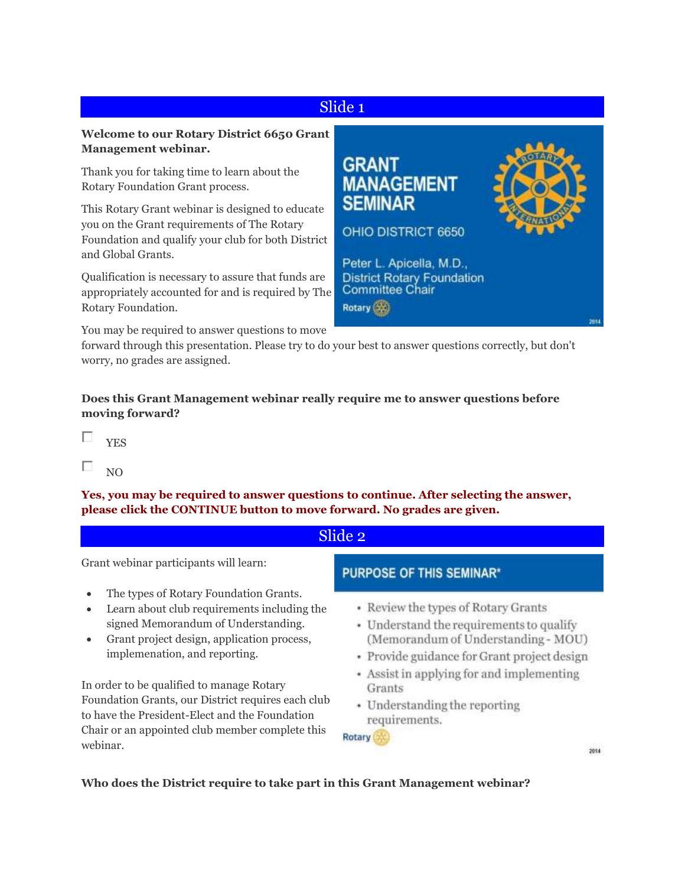## Slide 1

**Welcome to our Rotary District 6650 Grant Management webinar.**

Thank you for taking time to learn about the Rotary Foundation Grant process.

This Rotary Grant webinar is designed to educate you on the Grant requirements of The Rotary Foundation and qualify your club for both District and Global Grants.

Qualification is necessary to assure that funds are appropriately accounted for and is required by The Rotary Foundation.

GRANT MANAGEMENT SEMINAR

OHIO DISTRICT 6650

Peter L. Apicella, M.D., District Rotary Foundation Committee Chair

You may be required to answer questions to move forward through this presentation. Please try to do your best to answer questions correctly, but don't worry, no grades are assigned.

**Does this Grant Management webinar really require me to answer questions before moving forward?**

- ☐ YES
- ☐ NO

**Yes, you may be required to answer questions to continue. After selecting the answer, please click the CONTINUE button to move forward. No grades are given.**

## Slide 2

Grant webinar participants will learn:

- The types of Rotary Foundation Grants.
- Learn about club requirements including the signed Memorandum of Understanding.
- Grant project design, application process, implemenation, and reporting.

In order to be qualified to manage Rotary Foundation Grants, our District requires each club to have the President-Elect and the Foundation Chair or an appointed club member complete this webinar.

PURPOSE OF THIS SEMINAR*

- Review the types of Rotary Grants
- Understand the requirements to qualify (Memorandum of Understanding - MOU)
- Provide guidance for Grant project design
- Assist in applying for and implementing Grants
- Understanding the reporting requirements.

**Who does the District require to take part in this Grant Management webinar?**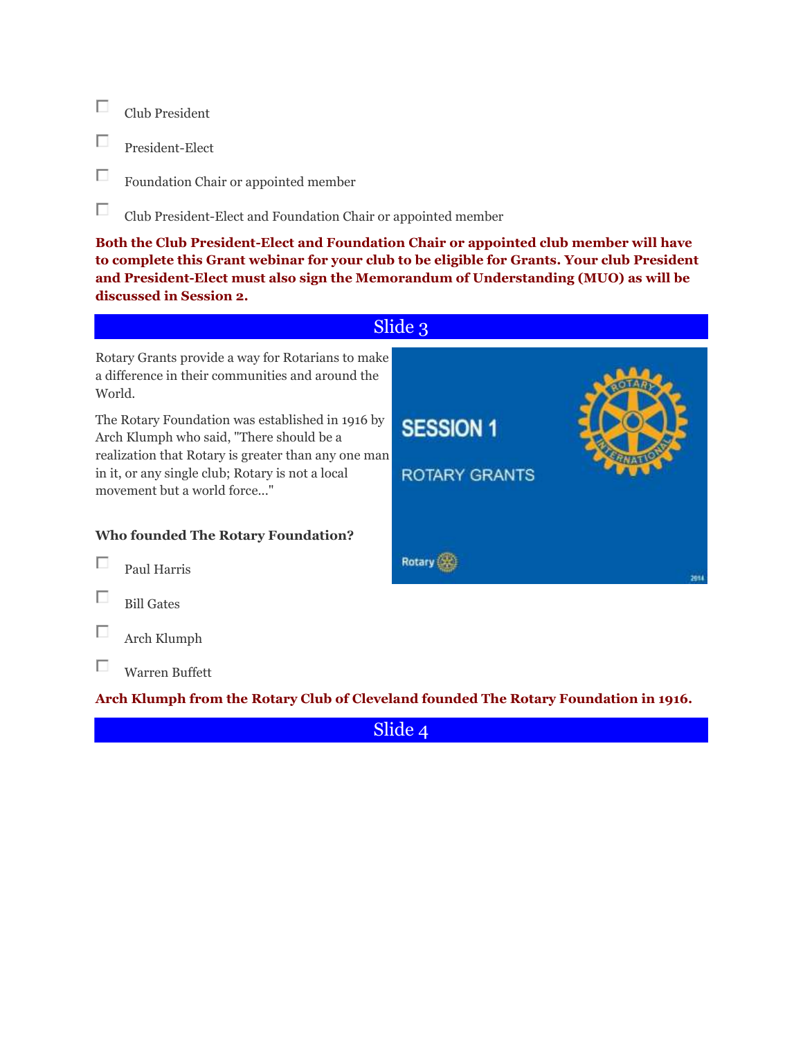- [ ] Club President
- [ ] President-Elect
- [ ] Foundation Chair or appointed member
- [ ] Club President-Elect and Foundation Chair or appointed member

**Both the Club President-Elect and Foundation Chair or appointed club member will have to complete this Grant webinar for your club to be eligible for Grants. Your club President and President-Elect must also sign the Memorandum of Understanding (MUO) as will be discussed in Session 2.**

## Slide 3

Rotary Grants provide a way for Rotarians to make a difference in their communities and around the World.

The Rotary Foundation was established in 1916 by Arch Klumph who said, "There should be a realization that Rotary is greater than any one man in it, or any single club; Rotary is not a local movement but a world force..."

**Who founded The Rotary Foundation?**

- [ ] Paul Harris
- [ ] Bill Gates
- [ ] Arch Klumph
- [ ] Warren Buffett

**Arch Klumph from the Rotary Club of Cleveland founded The Rotary Foundation in 1916.**

## Slide 4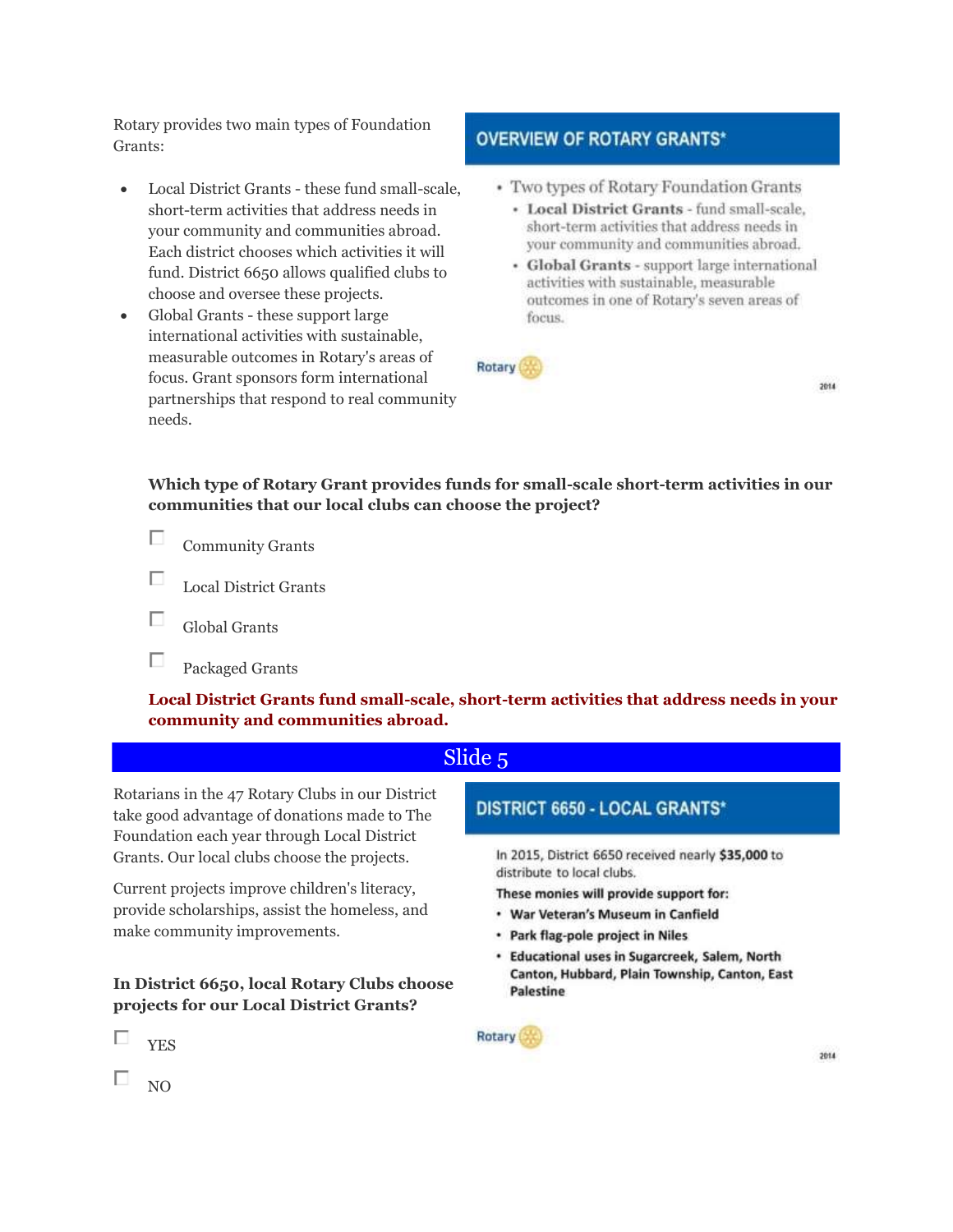Rotary provides two main types of Foundation Grants:

- Local District Grants - these fund small-scale, short-term activities that address needs in your community and communities abroad. Each district chooses which activities it will fund. District 6650 allows qualified clubs to choose and oversee these projects.
- Global Grants - these support large international activities with sustainable, measurable outcomes in Rotary's areas of focus. Grant sponsors form international partnerships that respond to real community needs.

**OVERVIEW OF ROTARY GRANTS***

- Two types of Rotary Foundation Grants
  - **Local District Grants** - fund small-scale, short-term activities that address needs in your community and communities abroad.
  - **Global Grants** - support large international activities with sustainable, measurable outcomes in one of Rotary's seven areas of focus.

Rotary

2014

**Which type of Rotary Grant provides funds for small-scale short-term activities in our communities that our local clubs can choose the project?**

- ☐ Community Grants
- ☐ Local District Grants
- ☐ Global Grants
- ☐ Packaged Grants

**Local District Grants fund small-scale, short-term activities that address needs in your community and communities abroad.**

## Slide 5

Rotarians in the 47 Rotary Clubs in our District take good advantage of donations made to The Foundation each year through Local District Grants. Our local clubs choose the projects.

Current projects improve children's literacy, provide scholarships, assist the homeless, and make community improvements.

**DISTRICT 6650 - LOCAL GRANTS***

In 2015, District 6650 received nearly **$35,000** to distribute to local clubs.

**These monies will provide support for:**

- **War Veteran's Museum in Canfield**
- **Park flag-pole project in Niles**
- **Educational uses in Sugarcreek, Salem, North Canton, Hubbard, Plain Township, Canton, East Palestine**

Rotary

2014

**In District 6650, local Rotary Clubs choose projects for our Local District Grants?**

- ☐ YES
- ☐ NO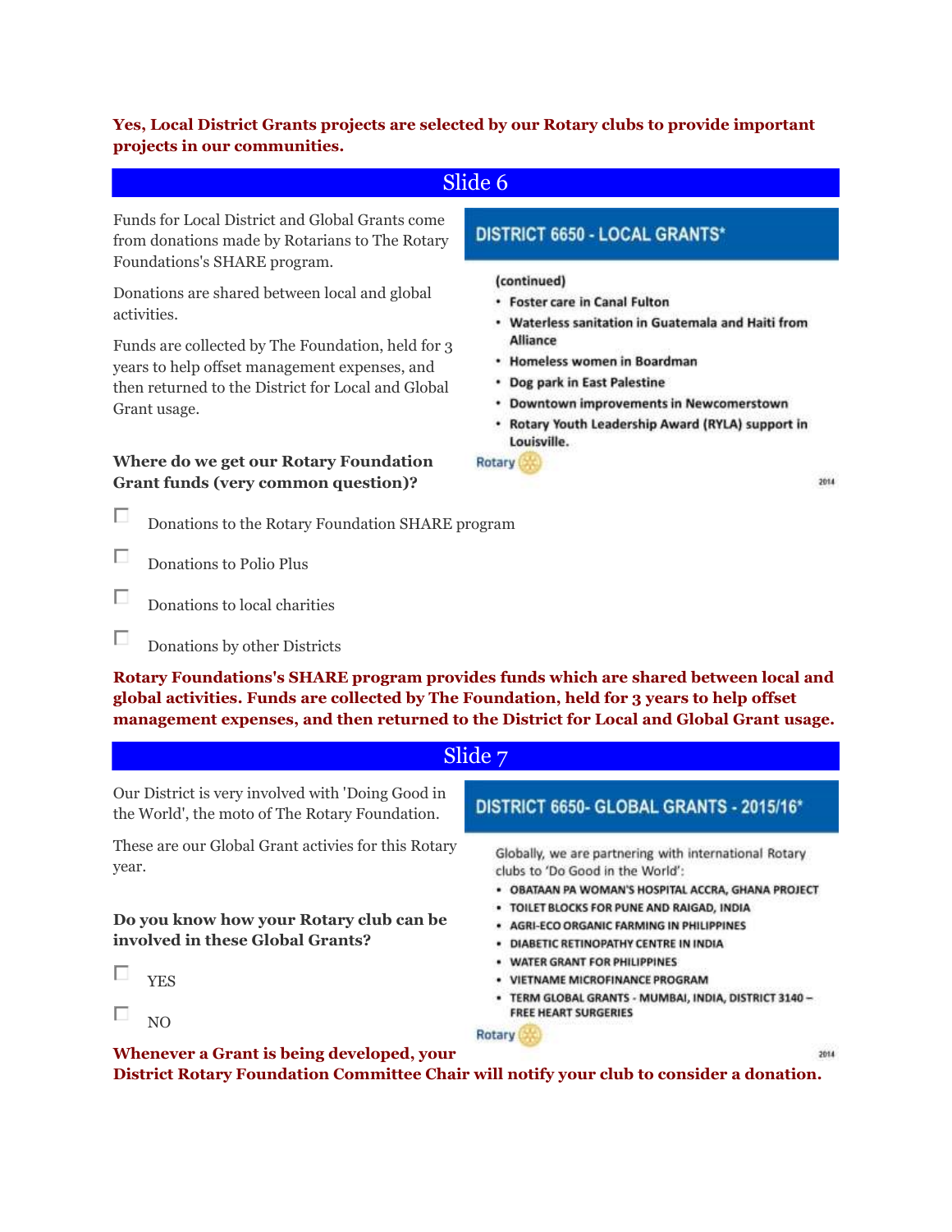**Yes, Local District Grants projects are selected by our Rotary clubs to provide important projects in our communities.**

## Slide 6

Funds for Local District and Global Grants come from donations made by Rotarians to The Rotary Foundations's SHARE program.

Donations are shared between local and global activities.

Funds are collected by The Foundation, held for 3 years to help offset management expenses, and then returned to the District for Local and Global Grant usage.

**DISTRICT 6650 - LOCAL GRANTS***

(continued)

- Foster care in Canal Fulton
- Waterless sanitation in Guatemala and Haiti from Alliance
- Homeless women in Boardman
- Dog park in East Palestine
- Downtown improvements in Newcomerstown
- Rotary Youth Leadership Award (RYLA) support in Louisville.

Rotary

2014

**Where do we get our Rotary Foundation Grant funds (very common question)?**

- ☐ Donations to the Rotary Foundation SHARE program
- ☐ Donations to Polio Plus
- ☐ Donations to local charities
- ☐ Donations by other Districts

**Rotary Foundations's SHARE program provides funds which are shared between local and global activities. Funds are collected by The Foundation, held for 3 years to help offset management expenses, and then returned to the District for Local and Global Grant usage.**

## Slide 7

Our District is very involved with 'Doing Good in the World', the moto of The Rotary Foundation.

These are our Global Grant activies for this Rotary year.

**DISTRICT 6650- GLOBAL GRANTS - 2015/16***

Globally, we are partnering with international Rotary clubs to 'Do Good in the World':

- OBATAAN PA WOMAN'S HOSPITAL ACCRA, GHANA PROJECT
- TOILET BLOCKS FOR PUNE AND RAIGAD, INDIA
- AGRI-ECO ORGANIC FARMING IN PHILIPPINES
- DIABETIC RETINOPATHY CENTRE IN INDIA
- WATER GRANT FOR PHILIPPINES
- VIETNAME MICROFINANCE PROGRAM
- TERM GLOBAL GRANTS - MUMBAI, INDIA, DISTRICT 3140 – FREE HEART SURGERIES

Rotary

2014

**Do you know how your Rotary club can be involved in these Global Grants?**

- ☐ YES
- ☐ NO

**Whenever a Grant is being developed, your District Rotary Foundation Committee Chair will notify your club to consider a donation.**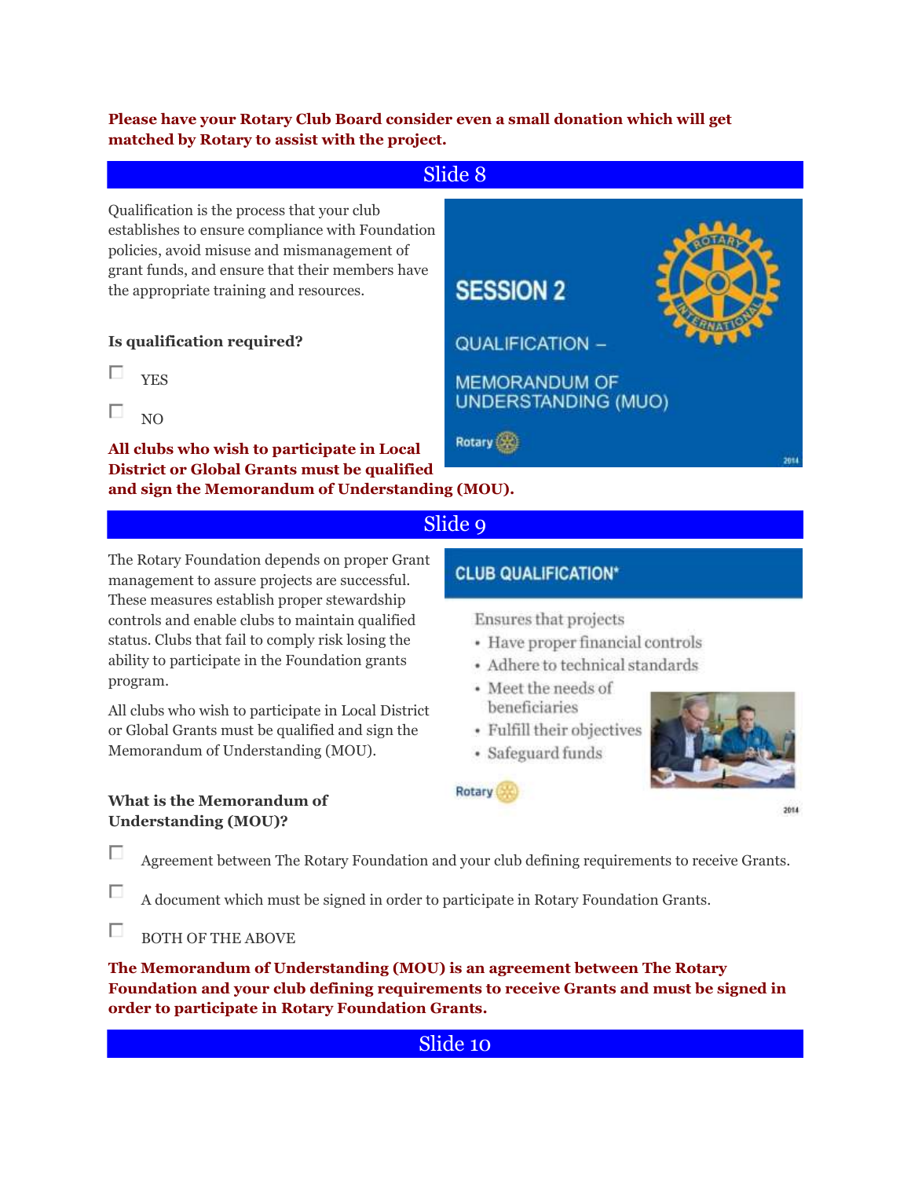**Please have your Rotary Club Board consider even a small donation which will get matched by Rotary to assist with the project.**

## Slide 8

Qualification is the process that your club establishes to ensure compliance with Foundation policies, avoid misuse and mismanagement of grant funds, and ensure that their members have the appropriate training and resources.

SESSION 2

QUALIFICATION –

MEMORANDUM OF UNDERSTANDING (MUO)

**Is qualification required?**

- ☐ YES
- ☐ NO

**All clubs who wish to participate in Local District or Global Grants must be qualified and sign the Memorandum of Understanding (MOU).**

## Slide 9

The Rotary Foundation depends on proper Grant management to assure projects are successful. These measures establish proper stewardship controls and enable clubs to maintain qualified status. Clubs that fail to comply risk losing the ability to participate in the Foundation grants program.

All clubs who wish to participate in Local District or Global Grants must be qualified and sign the Memorandum of Understanding (MOU).

CLUB QUALIFICATION*

Ensures that projects

- Have proper financial controls
- Adhere to technical standards
- Meet the needs of beneficiaries
- Fulfill their objectives
- Safeguard funds

**What is the Memorandum of Understanding (MOU)?**

- ☐ Agreement between The Rotary Foundation and your club defining requirements to receive Grants.
- ☐ A document which must be signed in order to participate in Rotary Foundation Grants.
- ☐ BOTH OF THE ABOVE

**The Memorandum of Understanding (MOU) is an agreement between The Rotary Foundation and your club defining requirements to receive Grants and must be signed in order to participate in Rotary Foundation Grants.**

## Slide 10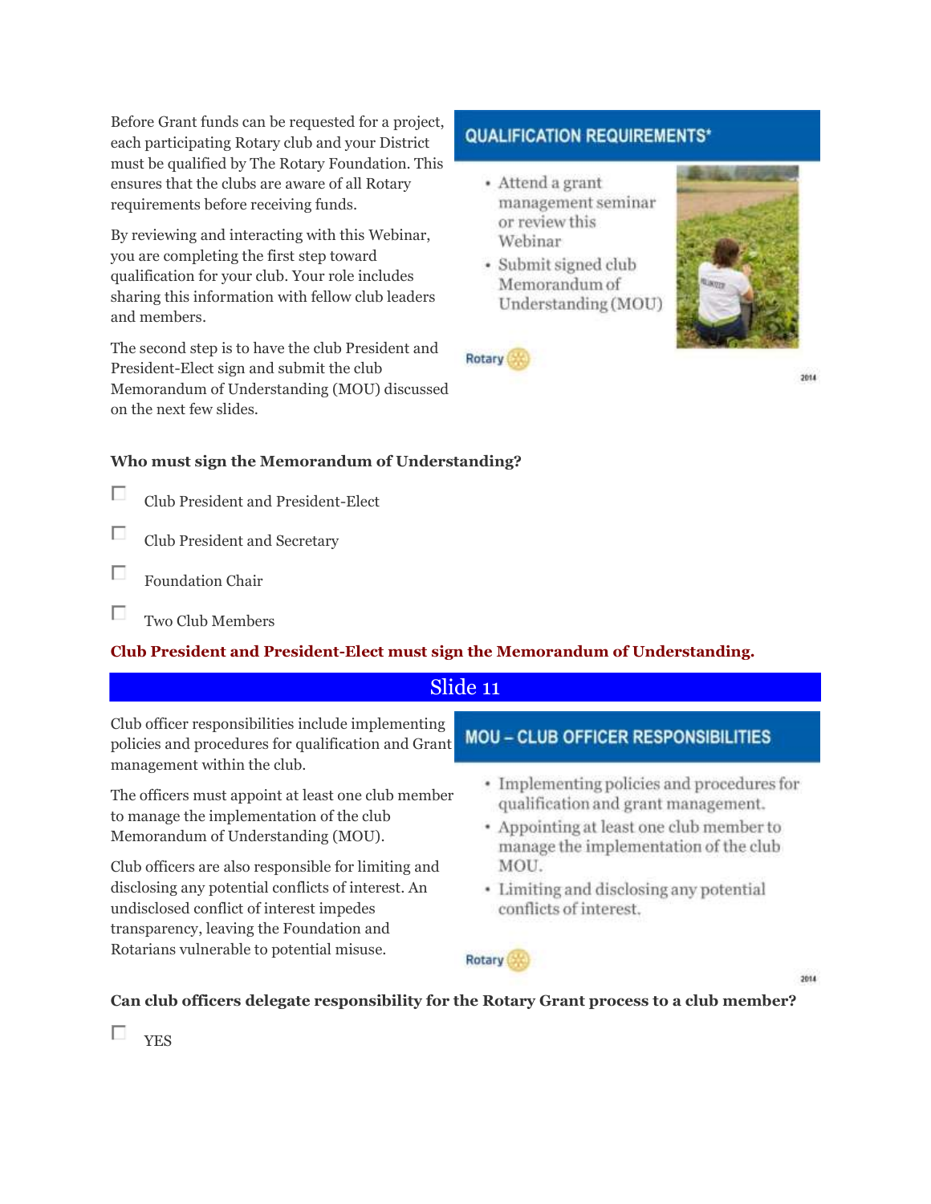Before Grant funds can be requested for a project, each participating Rotary club and your District must be qualified by The Rotary Foundation. This ensures that the clubs are aware of all Rotary requirements before receiving funds.

By reviewing and interacting with this Webinar, you are completing the first step toward qualification for your club. Your role includes sharing this information with fellow club leaders and members.

The second step is to have the club President and President-Elect sign and submit the club Memorandum of Understanding (MOU) discussed on the next few slides.

### QUALIFICATION REQUIREMENTS*

- Attend a grant management seminar or review this Webinar
- Submit signed club Memorandum of Understanding (MOU)

Rotary

2014

**Who must sign the Memorandum of Understanding?**

- ☐ Club President and President-Elect
- ☐ Club President and Secretary
- ☐ Foundation Chair
- ☐ Two Club Members

**Club President and President-Elect must sign the Memorandum of Understanding.**

## Slide 11

Club officer responsibilities include implementing policies and procedures for qualification and Grant management within the club.

The officers must appoint at least one club member to manage the implementation of the club Memorandum of Understanding (MOU).

Club officers are also responsible for limiting and disclosing any potential conflicts of interest. An undisclosed conflict of interest impedes transparency, leaving the Foundation and Rotarians vulnerable to potential misuse.

### MOU – CLUB OFFICER RESPONSIBILITIES

- Implementing policies and procedures for qualification and grant management.
- Appointing at least one club member to manage the implementation of the club MOU.
- Limiting and disclosing any potential conflicts of interest.

Rotary

2014

**Can club officers delegate responsibility for the Rotary Grant process to a club member?**

- ☐ YES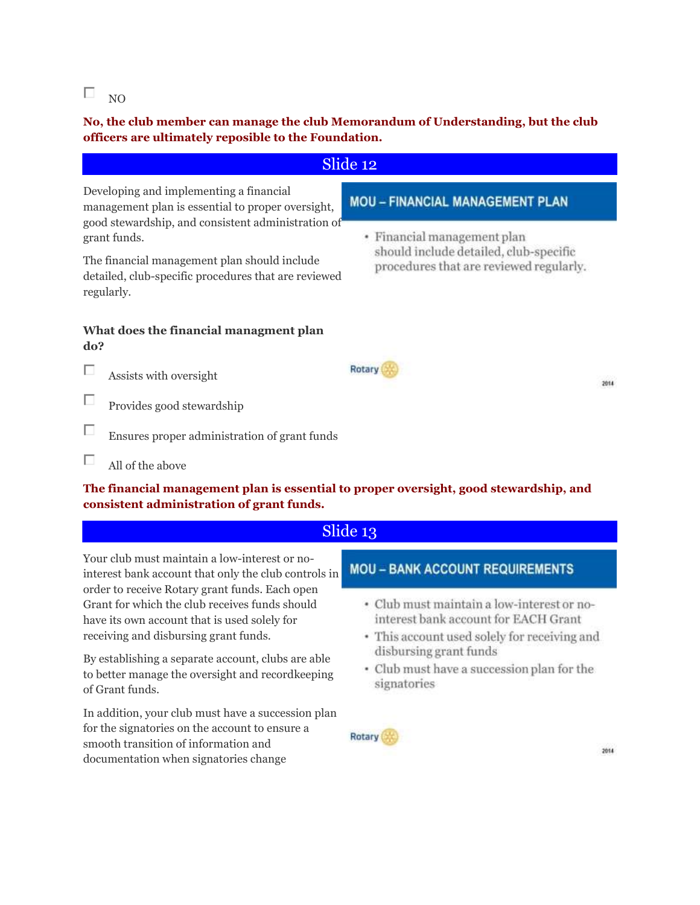☐ NO

**No, the club member can manage the club Memorandum of Understanding, but the club officers are ultimately reposible to the Foundation.**

## Slide 12

Developing and implementing a financial management plan is essential to proper oversight, good stewardship, and consistent administration of grant funds.

The financial management plan should include detailed, club-specific procedures that are reviewed regularly.

**MOU – FINANCIAL MANAGEMENT PLAN**

- Financial management plan should include detailed, club-specific procedures that are reviewed regularly.

Rotary

2014

**What does the financial managment plan do?**

☐ Assists with oversight

☐ Provides good stewardship

☐ Ensures proper administration of grant funds

☐ All of the above

**The financial management plan is essential to proper oversight, good stewardship, and consistent administration of grant funds.**

## Slide 13

Your club must maintain a low-interest or no-interest bank account that only the club controls in order to receive Rotary grant funds. Each open Grant for which the club receives funds should have its own account that is used solely for receiving and disbursing grant funds.

By establishing a separate account, clubs are able to better manage the oversight and recordkeeping of Grant funds.

In addition, your club must have a succession plan for the signatories on the account to ensure a smooth transition of information and documentation when signatories change

**MOU – BANK ACCOUNT REQUIREMENTS**

- Club must maintain a low-interest or no-interest bank account for EACH Grant
- This account used solely for receiving and disbursing grant funds
- Club must have a succession plan for the signatories

Rotary

2014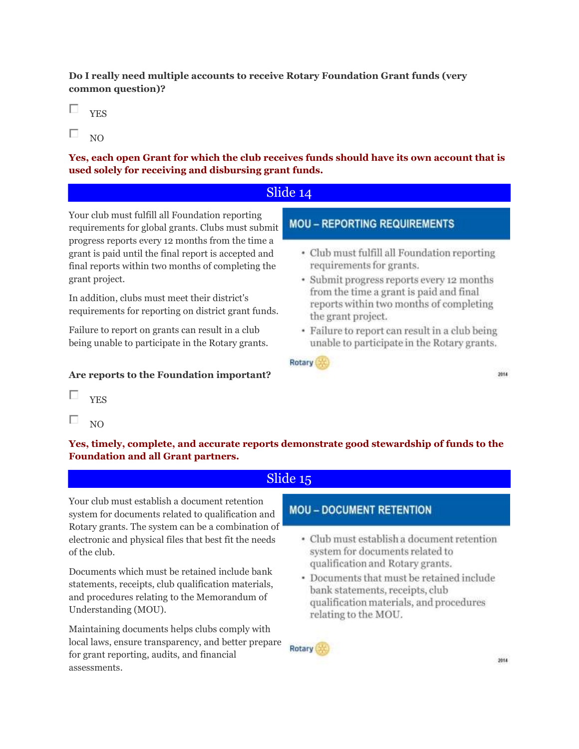**Do I really need multiple accounts to receive Rotary Foundation Grant funds (very common question)?**

☐ YES

☐ NO

**Yes, each open Grant for which the club receives funds should have its own account that is used solely for receiving and disbursing grant funds.**

## Slide 14

Your club must fulfill all Foundation reporting requirements for global grants. Clubs must submit progress reports every 12 months from the time a grant is paid until the final report is accepted and final reports within two months of completing the grant project.

In addition, clubs must meet their district's requirements for reporting on district grant funds.

Failure to report on grants can result in a club being unable to participate in the Rotary grants.

**MOU – REPORTING REQUIREMENTS**

- Club must fulfill all Foundation reporting requirements for grants.
- Submit progress reports every 12 months from the time a grant is paid and final reports within two months of completing the grant project.
- Failure to report can result in a club being unable to participate in the Rotary grants.

**Are reports to the Foundation important?**

☐ YES

☐ NO

**Yes, timely, complete, and accurate reports demonstrate good stewardship of funds to the Foundation and all Grant partners.**

## Slide 15

Your club must establish a document retention system for documents related to qualification and Rotary grants. The system can be a combination of electronic and physical files that best fit the needs of the club.

Documents which must be retained include bank statements, receipts, club qualification materials, and procedures relating to the Memorandum of Understanding (MOU).

Maintaining documents helps clubs comply with local laws, ensure transparency, and better prepare for grant reporting, audits, and financial assessments.

**MOU – DOCUMENT RETENTION**

- Club must establish a document retention system for documents related to qualification and Rotary grants.
- Documents that must be retained include bank statements, receipts, club qualification materials, and procedures relating to the MOU.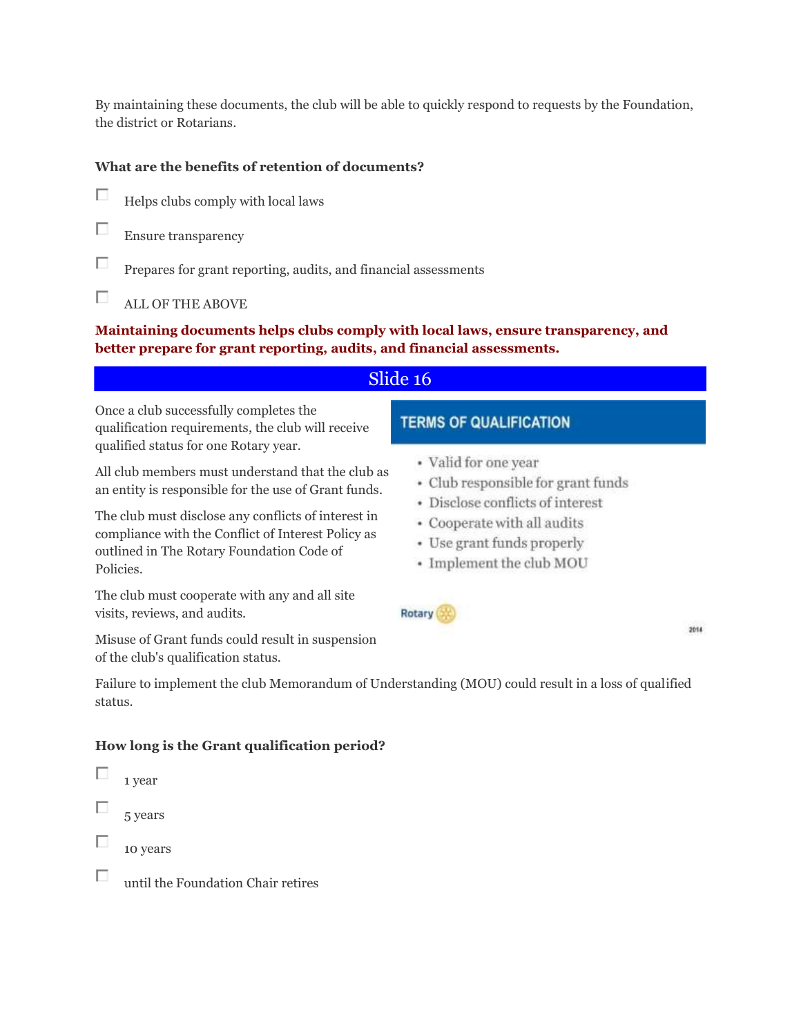By maintaining these documents, the club will be able to quickly respond to requests by the Foundation, the district or Rotarians.

**What are the benefits of retention of documents?**

- [ ] Helps clubs comply with local laws
- [ ] Ensure transparency
- [ ] Prepares for grant reporting, audits, and financial assessments
- [ ] ALL OF THE ABOVE

**Maintaining documents helps clubs comply with local laws, ensure transparency, and better prepare for grant reporting, audits, and financial assessments.**

## Slide 16

Once a club successfully completes the qualification requirements, the club will receive qualified status for one Rotary year.

All club members must understand that the club as an entity is responsible for the use of Grant funds.

The club must disclose any conflicts of interest in compliance with the Conflict of Interest Policy as outlined in The Rotary Foundation Code of Policies.

The club must cooperate with any and all site visits, reviews, and audits.

Misuse of Grant funds could result in suspension of the club's qualification status.

**TERMS OF QUALIFICATION**

- Valid for one year
- Club responsible for grant funds
- Disclose conflicts of interest
- Cooperate with all audits
- Use grant funds properly
- Implement the club MOU

Rotary

2014

Failure to implement the club Memorandum of Understanding (MOU) could result in a loss of qualified status.

**How long is the Grant qualification period?**

- [ ] 1 year
- [ ] 5 years
- [ ] 10 years
- [ ] until the Foundation Chair retires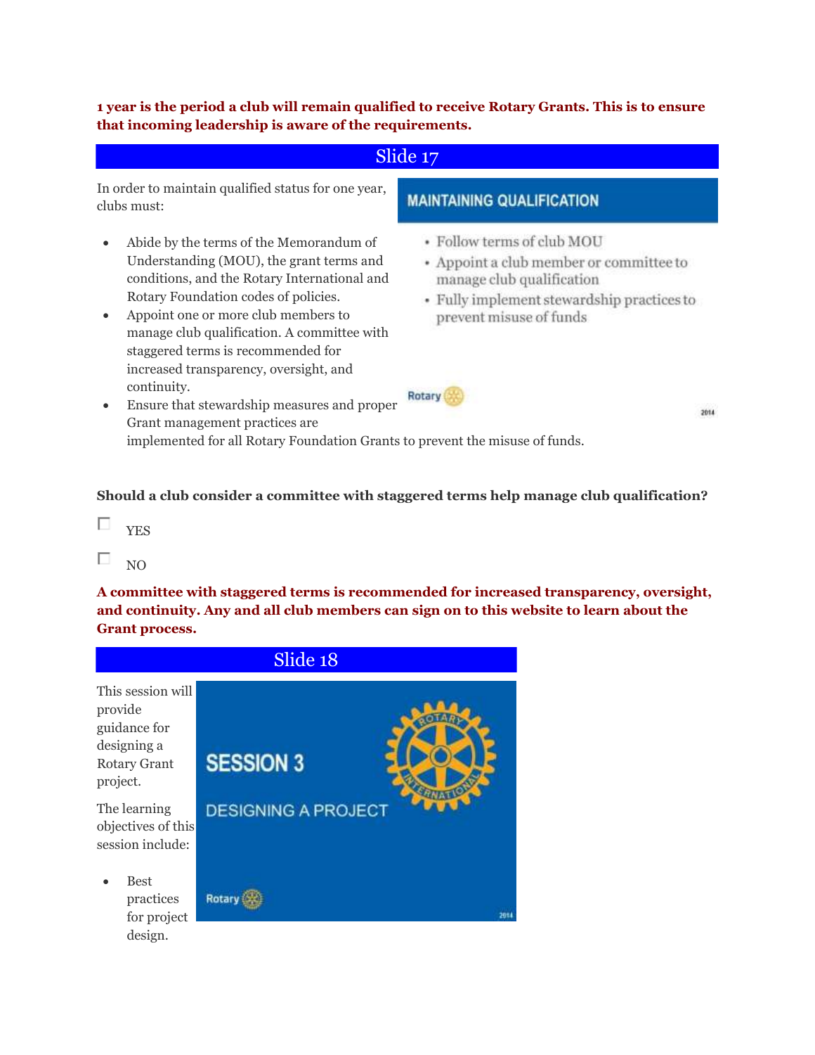**1 year is the period a club will remain qualified to receive Rotary Grants. This is to ensure that incoming leadership is aware of the requirements.**

## Slide 17

In order to maintain qualified status for one year, clubs must:

- Abide by the terms of the Memorandum of Understanding (MOU), the grant terms and conditions, and the Rotary International and Rotary Foundation codes of policies.
- Appoint one or more club members to manage club qualification. A committee with staggered terms is recommended for increased transparency, oversight, and continuity.
- Ensure that stewardship measures and proper Grant management practices are implemented for all Rotary Foundation Grants to prevent the misuse of funds.

**MAINTAINING QUALIFICATION**

- Follow terms of club MOU
- Appoint a club member or committee to manage club qualification
- Fully implement stewardship practices to prevent misuse of funds

Rotary

2014

**Should a club consider a committee with staggered terms help manage club qualification?**

☐ YES

☐ NO

**A committee with staggered terms is recommended for increased transparency, oversight, and continuity. Any and all club members can sign on to this website to learn about the Grant process.**

## Slide 18

This session will provide guidance for designing a Rotary Grant project.

The learning objectives of this session include:

- Best practices for project design.

**SESSION 3**

**DESIGNING A PROJECT**

Rotary

2014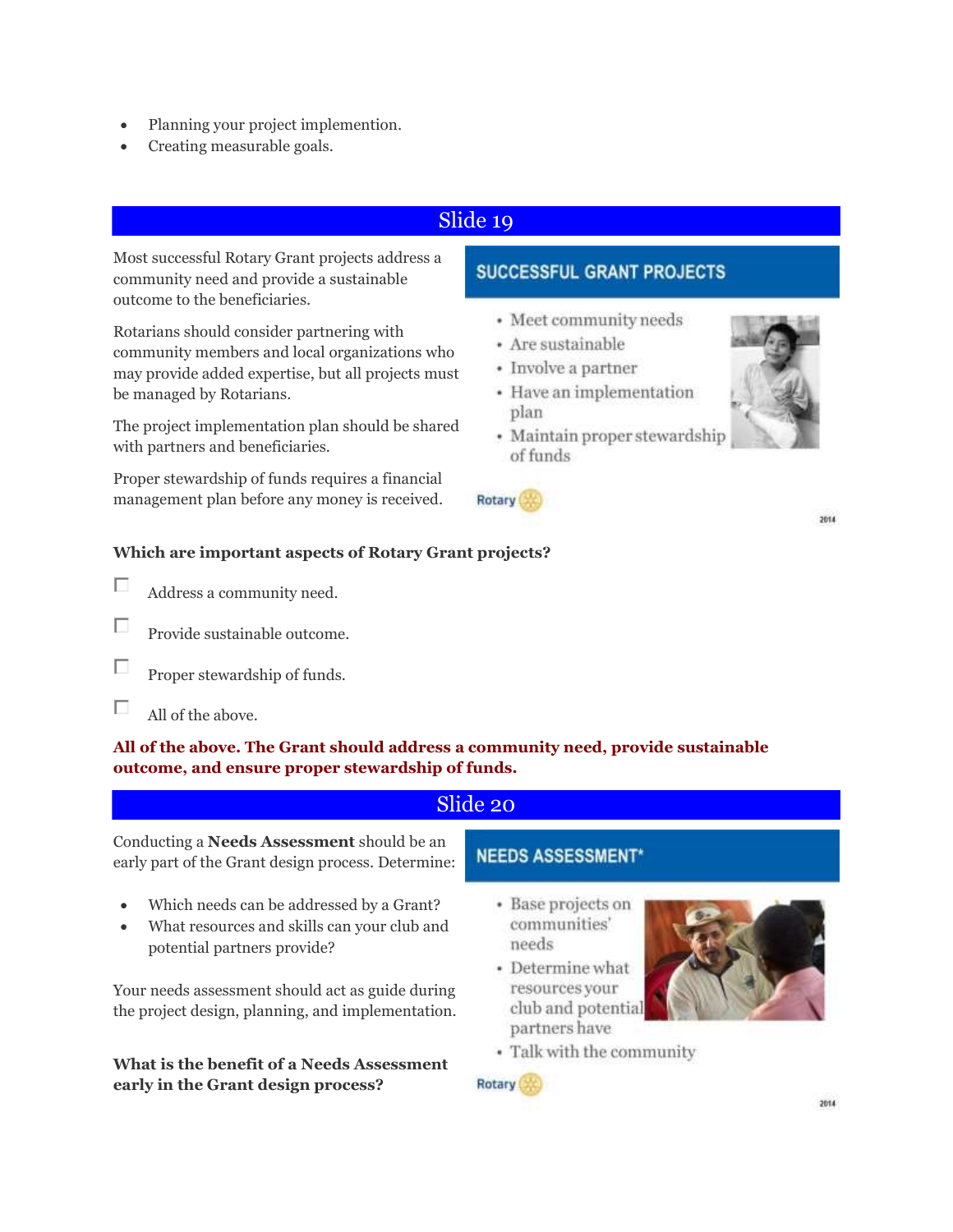- Planning your project implemention.
- Creating measurable goals.

## Slide 19

Most successful Rotary Grant projects address a community need and provide a sustainable outcome to the beneficiaries.

Rotarians should consider partnering with community members and local organizations who may provide added expertise, but all projects must be managed by Rotarians.

The project implementation plan should be shared with partners and beneficiaries.

Proper stewardship of funds requires a financial management plan before any money is received.

**SUCCESSFUL GRANT PROJECTS**

- Meet community needs
- Are sustainable
- Involve a partner
- Have an implementation plan
- Maintain proper stewardship of funds

**Which are important aspects of Rotary Grant projects?**

- [ ] Address a community need.
- [ ] Provide sustainable outcome.
- [ ] Proper stewardship of funds.
- [ ] All of the above.

**All of the above. The Grant should address a community need, provide sustainable outcome, and ensure proper stewardship of funds.**

## Slide 20

Conducting a **Needs Assessment** should be an early part of the Grant design process. Determine:

- Which needs can be addressed by a Grant?
- What resources and skills can your club and potential partners provide?

Your needs assessment should act as guide during the project design, planning, and implementation.

**NEEDS ASSESSMENT***

- Base projects on communities' needs
- Determine what resources your club and potential partners have
- Talk with the community

**What is the benefit of a Needs Assessment early in the Grant design process?**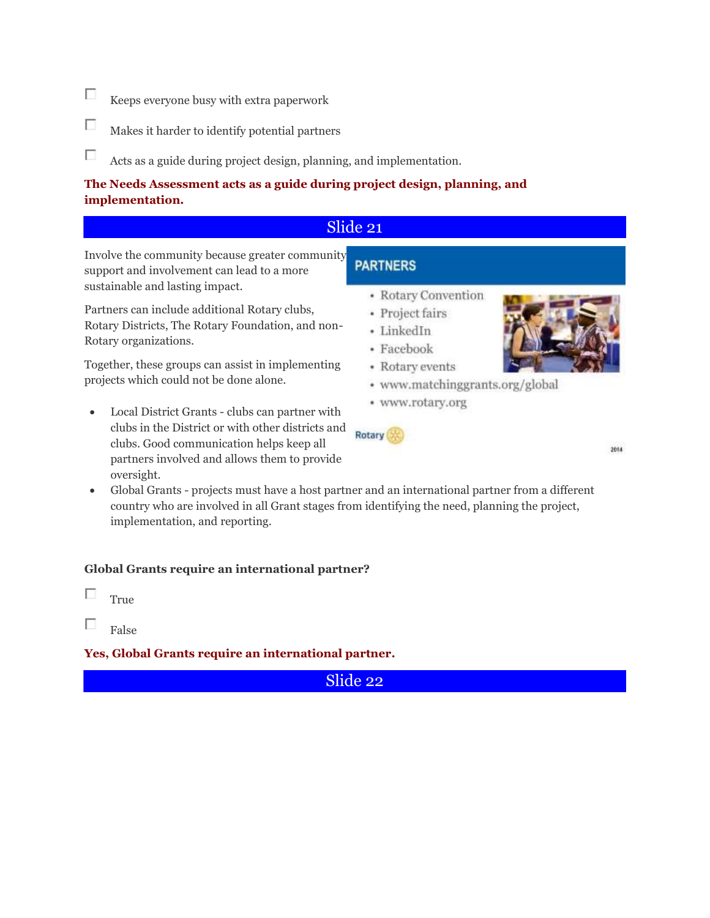- [ ] Keeps everyone busy with extra paperwork
- [ ] Makes it harder to identify potential partners
- [ ] Acts as a guide during project design, planning, and implementation.

**The Needs Assessment acts as a guide during project design, planning, and implementation.**

## Slide 21

Involve the community because greater community support and involvement can lead to a more sustainable and lasting impact.

Partners can include additional Rotary clubs, Rotary Districts, The Rotary Foundation, and non-Rotary organizations.

Together, these groups can assist in implementing projects which could not be done alone.

**PARTNERS**

- Rotary Convention
- Project fairs
- LinkedIn
- Facebook
- Rotary events
- www.matchinggrants.org/global
- www.rotary.org

Rotary

2014

- Local District Grants - clubs can partner with clubs in the District or with other districts and clubs. Good communication helps keep all partners involved and allows them to provide oversight.
- Global Grants - projects must have a host partner and an international partner from a different country who are involved in all Grant stages from identifying the need, planning the project, implementation, and reporting.

**Global Grants require an international partner?**

- [ ] True
- [ ] False

**Yes, Global Grants require an international partner.**

## Slide 22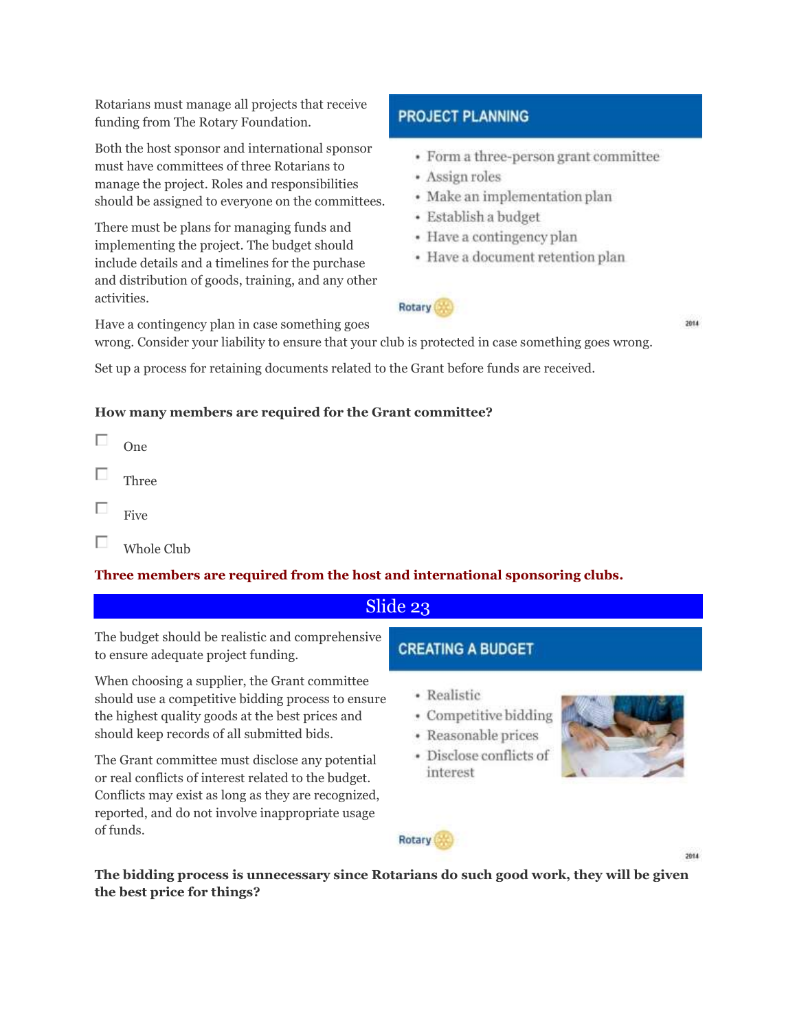Rotarians must manage all projects that receive funding from The Rotary Foundation.

Both the host sponsor and international sponsor must have committees of three Rotarians to manage the project. Roles and responsibilities should be assigned to everyone on the committees.

There must be plans for managing funds and implementing the project. The budget should include details and a timelines for the purchase and distribution of goods, training, and any other activities.

Have a contingency plan in case something goes wrong. Consider your liability to ensure that your club is protected in case something goes wrong.

Set up a process for retaining documents related to the Grant before funds are received.

**PROJECT PLANNING**

- Form a three-person grant committee
- Assign roles
- Make an implementation plan
- Establish a budget
- Have a contingency plan
- Have a document retention plan

**How many members are required for the Grant committee?**

- [ ] One
- [ ] Three
- [ ] Five
- [ ] Whole Club

**Three members are required from the host and international sponsoring clubs.**

## Slide 23

The budget should be realistic and comprehensive to ensure adequate project funding.

When choosing a supplier, the Grant committee should use a competitive bidding process to ensure the highest quality goods at the best prices and should keep records of all submitted bids.

The Grant committee must disclose any potential or real conflicts of interest related to the budget. Conflicts may exist as long as they are recognized, reported, and do not involve inappropriate usage of funds.

**CREATING A BUDGET**

- Realistic
- Competitive bidding
- Reasonable prices
- Disclose conflicts of interest

**The bidding process is unnecessary since Rotarians do such good work, they will be given the best price for things?**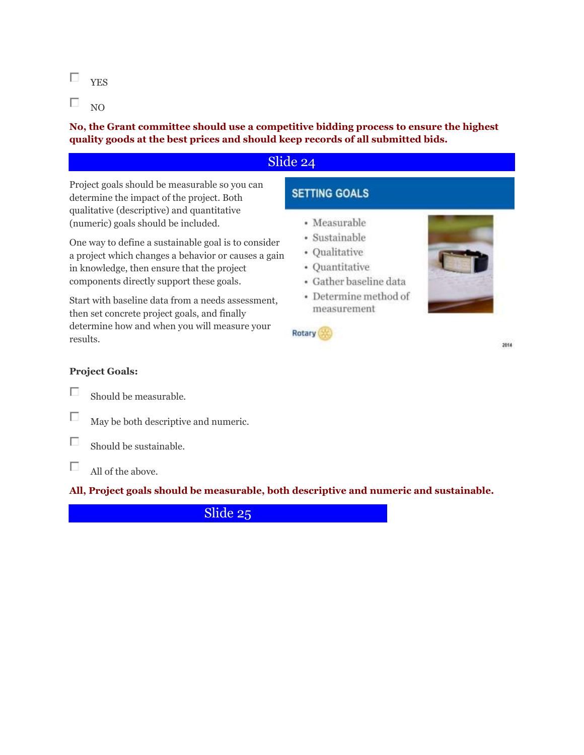- [ ] YES
- [ ] NO

**No, the Grant committee should use a competitive bidding process to ensure the highest quality goods at the best prices and should keep records of all submitted bids.**

## Slide 24

Project goals should be measurable so you can determine the impact of the project. Both qualitative (descriptive) and quantitative (numeric) goals should be included.

One way to define a sustainable goal is to consider a project which changes a behavior or causes a gain in knowledge, then ensure that the project components directly support these goals.

Start with baseline data from a needs assessment, then set concrete project goals, and finally determine how and when you will measure your results.

**SETTING GOALS**

- Measurable
- Sustainable
- Qualitative
- Quantitative
- Gather baseline data
- Determine method of measurement

Rotary

2014

**Project Goals:**

- [ ] Should be measurable.
- [ ] May be both descriptive and numeric.
- [ ] Should be sustainable.
- [ ] All of the above.

**All, Project goals should be measurable, both descriptive and numeric and sustainable.**

## Slide 25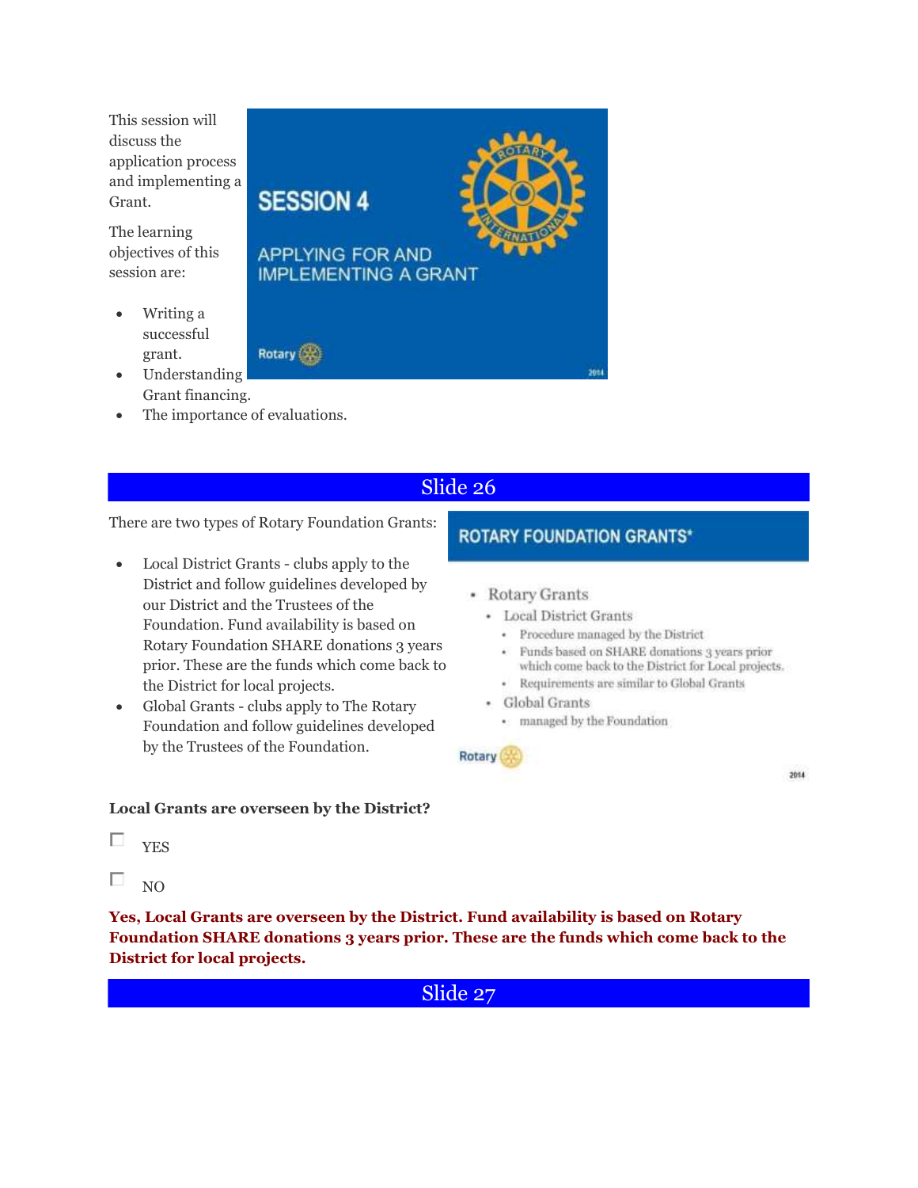This session will discuss the application process and implementing a Grant.

The learning objectives of this session are:

- Writing a successful grant.
- Understanding Grant financing.
- The importance of evaluations.

SESSION 4

APPLYING FOR AND IMPLEMENTING A GRANT

## Slide 26

There are two types of Rotary Foundation Grants:

- Local District Grants - clubs apply to the District and follow guidelines developed by our District and the Trustees of the Foundation. Fund availability is based on Rotary Foundation SHARE donations 3 years prior. These are the funds which come back to the District for local projects.
- Global Grants - clubs apply to The Rotary Foundation and follow guidelines developed by the Trustees of the Foundation.

ROTARY FOUNDATION GRANTS*

- Rotary Grants
  - Local District Grants
    - Procedure managed by the District
    - Funds based on SHARE donations 3 years prior which come back to the District for Local projects.
    - Requirements are similar to Global Grants
  - Global Grants
    - managed by the Foundation

**Local Grants are overseen by the District?**

- [ ] YES
- [ ] NO

**Yes, Local Grants are overseen by the District. Fund availability is based on Rotary Foundation SHARE donations 3 years prior. These are the funds which come back to the District for local projects.**

## Slide 27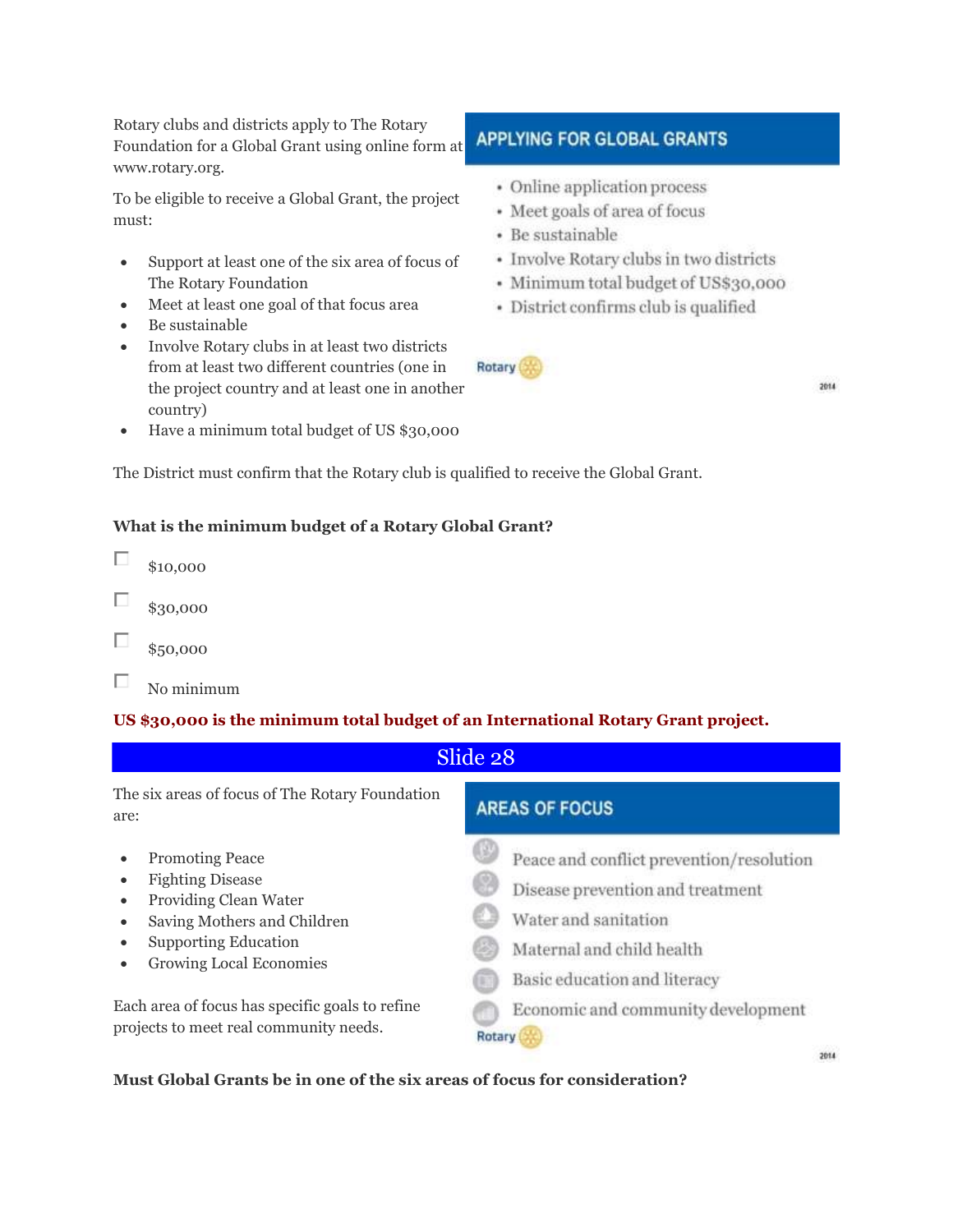Rotary clubs and districts apply to The Rotary Foundation for a Global Grant using online form at www.rotary.org.

To be eligible to receive a Global Grant, the project must:

- Support at least one of the six area of focus of The Rotary Foundation
- Meet at least one goal of that focus area
- Be sustainable
- Involve Rotary clubs in at least two districts from at least two different countries (one in the project country and at least one in another country)
- Have a minimum total budget of US $30,000

**APPLYING FOR GLOBAL GRANTS**

- Online application process
- Meet goals of area of focus
- Be sustainable
- Involve Rotary clubs in two districts
- Minimum total budget of US$30,000
- District confirms club is qualified

Rotary

2014

The District must confirm that the Rotary club is qualified to receive the Global Grant.

**What is the minimum budget of a Rotary Global Grant?**

- [ ] $10,000
- [ ] $30,000
- [ ] $50,000
- [ ] No minimum

**US $30,000 is the minimum total budget of an International Rotary Grant project.**

## Slide 28

The six areas of focus of The Rotary Foundation are:

- Promoting Peace
- Fighting Disease
- Providing Clean Water
- Saving Mothers and Children
- Supporting Education
- Growing Local Economies

Each area of focus has specific goals to refine projects to meet real community needs.

**AREAS OF FOCUS**

- Peace and conflict prevention/resolution
- Disease prevention and treatment
- Water and sanitation
- Maternal and child health
- Basic education and literacy
- Economic and community development

Rotary

2014

**Must Global Grants be in one of the six areas of focus for consideration?**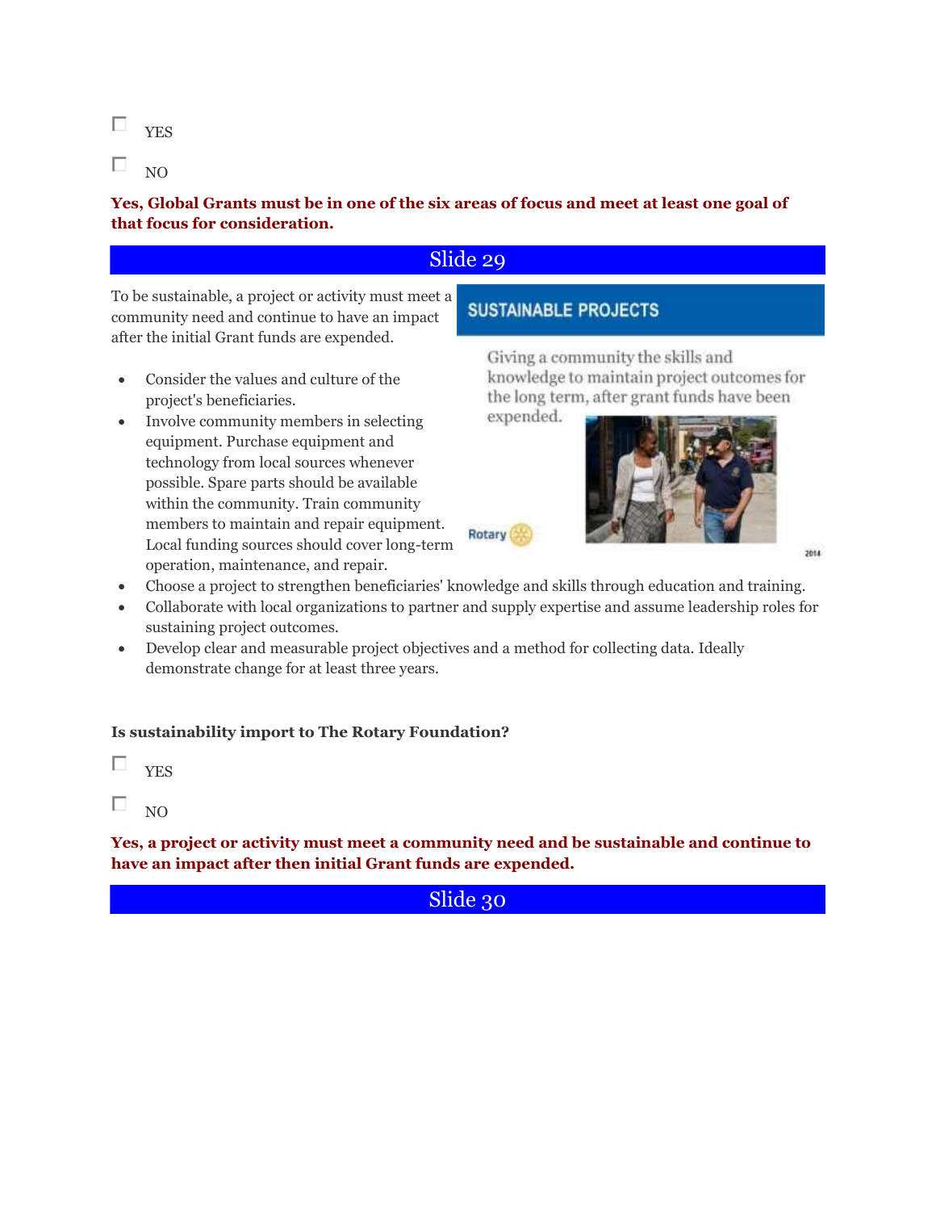- [ ] YES
- [ ] NO

**Yes, Global Grants must be in one of the six areas of focus and meet at least one goal of that focus for consideration.**

## Slide 29

To be sustainable, a project or activity must meet a community need and continue to have an impact after the initial Grant funds are expended.

SUSTAINABLE PROJECTS

Giving a community the skills and knowledge to maintain project outcomes for the long term, after grant funds have been expended.

- Consider the values and culture of the project's beneficiaries.
- Involve community members in selecting equipment. Purchase equipment and technology from local sources whenever possible. Spare parts should be available within the community. Train community members to maintain and repair equipment. Local funding sources should cover long-term operation, maintenance, and repair.
- Choose a project to strengthen beneficiaries' knowledge and skills through education and training.
- Collaborate with local organizations to partner and supply expertise and assume leadership roles for sustaining project outcomes.
- Develop clear and measurable project objectives and a method for collecting data. Ideally demonstrate change for at least three years.

**Is sustainability import to The Rotary Foundation?**

- [ ] YES
- [ ] NO

**Yes, a project or activity must meet a community need and be sustainable and continue to have an impact after then initial Grant funds are expended.**

## Slide 30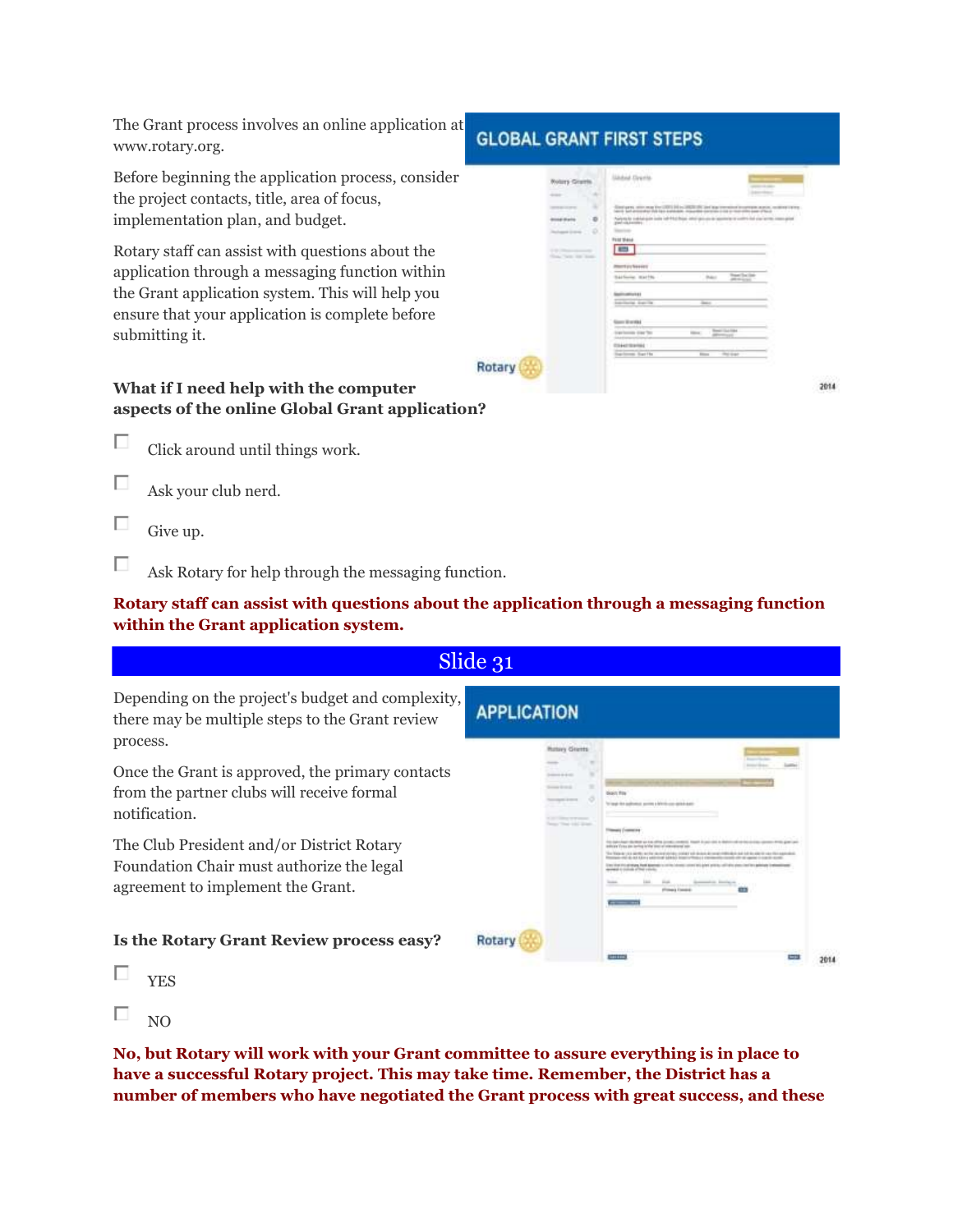The Grant process involves an online application at www.rotary.org.

Before beginning the application process, consider the project contacts, title, area of focus, implementation plan, and budget.

Rotary staff can assist with questions about the application through a messaging function within the Grant application system. This will help you ensure that your application is complete before submitting it.

**What if I need help with the computer aspects of the online Global Grant application?**

- ☐ Click around until things work.
- ☐ Ask your club nerd.
- ☐ Give up.
- ☐ Ask Rotary for help through the messaging function.

**Rotary staff can assist with questions about the application through a messaging function within the Grant application system.**

## Slide 31

Depending on the project's budget and complexity, there may be multiple steps to the Grant review process.

Once the Grant is approved, the primary contacts from the partner clubs will receive formal notification.

The Club President and/or District Rotary Foundation Chair must authorize the legal agreement to implement the Grant.

**Is the Rotary Grant Review process easy?**

- ☐ YES
- ☐ NO

**No, but Rotary will work with your Grant committee to assure everything is in place to have a successful Rotary project. This may take time. Remember, the District has a number of members who have negotiated the Grant process with great success, and these**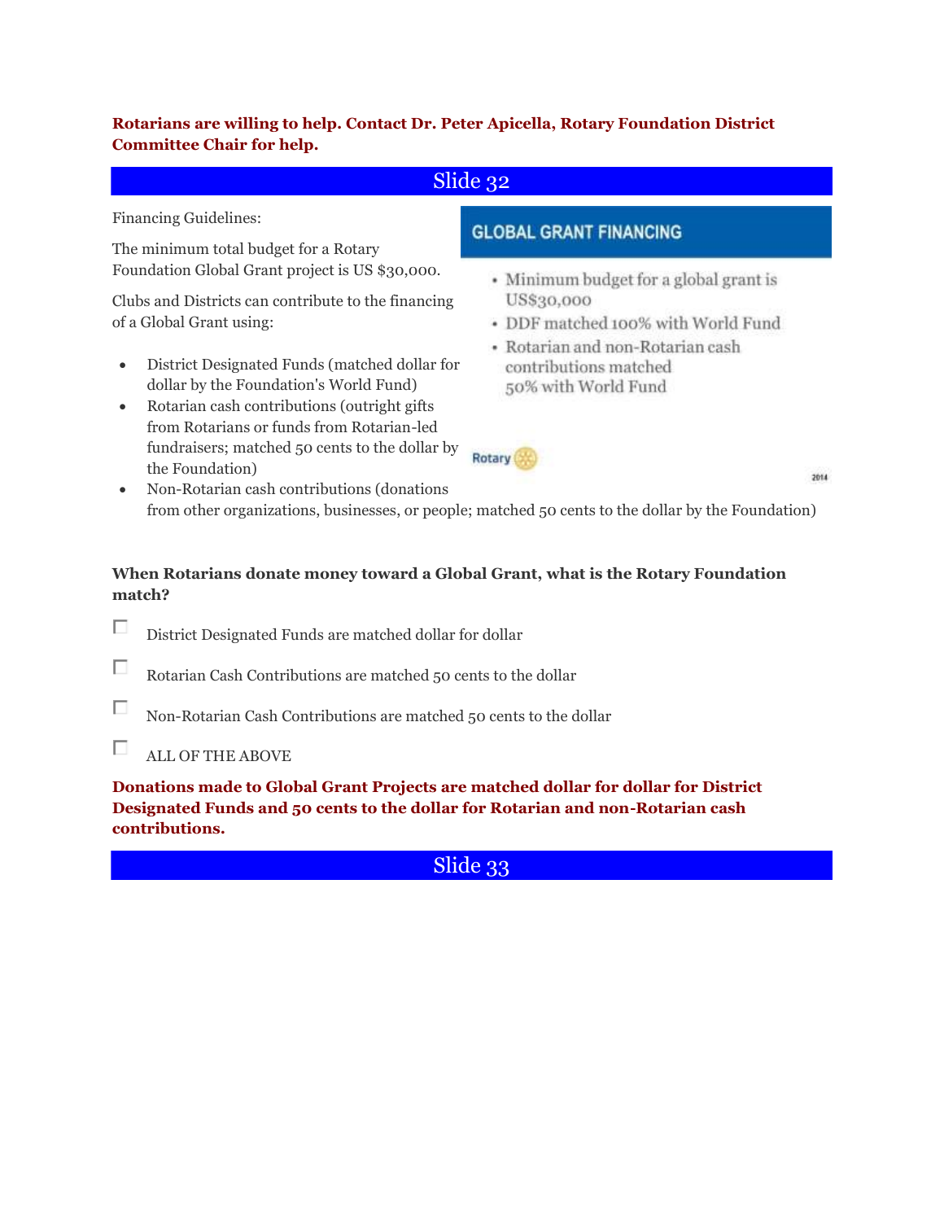**Rotarians are willing to help. Contact Dr. Peter Apicella, Rotary Foundation District Committee Chair for help.**

## Slide 32

Financing Guidelines:

The minimum total budget for a Rotary Foundation Global Grant project is US $30,000.

Clubs and Districts can contribute to the financing of a Global Grant using:

- District Designated Funds (matched dollar for dollar by the Foundation's World Fund)
- Rotarian cash contributions (outright gifts from Rotarians or funds from Rotarian-led fundraisers; matched 50 cents to the dollar by the Foundation)
- Non-Rotarian cash contributions (donations from other organizations, businesses, or people; matched 50 cents to the dollar by the Foundation)

**GLOBAL GRANT FINANCING**

- Minimum budget for a global grant is US$30,000
- DDF matched 100% with World Fund
- Rotarian and non-Rotarian cash contributions matched 50% with World Fund

Rotary

2014

**When Rotarians donate money toward a Global Grant, what is the Rotary Foundation match?**

- [ ] District Designated Funds are matched dollar for dollar
- [ ] Rotarian Cash Contributions are matched 50 cents to the dollar
- [ ] Non-Rotarian Cash Contributions are matched 50 cents to the dollar
- [ ] ALL OF THE ABOVE

**Donations made to Global Grant Projects are matched dollar for dollar for District Designated Funds and 50 cents to the dollar for Rotarian and non-Rotarian cash contributions.**

## Slide 33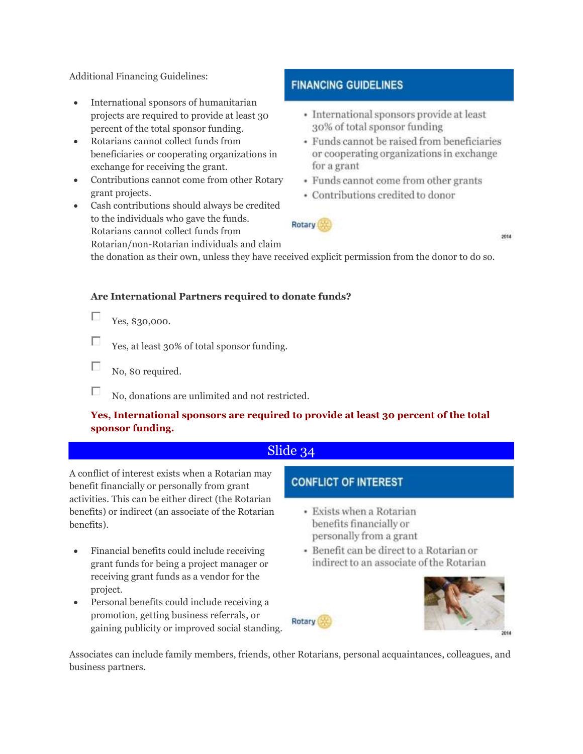Additional Financing Guidelines:

- International sponsors of humanitarian projects are required to provide at least 30 percent of the total sponsor funding.
- Rotarians cannot collect funds from beneficiaries or cooperating organizations in exchange for receiving the grant.
- Contributions cannot come from other Rotary grant projects.
- Cash contributions should always be credited to the individuals who gave the funds. Rotarians cannot collect funds from Rotarian/non-Rotarian individuals and claim the donation as their own, unless they have received explicit permission from the donor to do so.

**FINANCING GUIDELINES**

- International sponsors provide at least 30% of total sponsor funding
- Funds cannot be raised from beneficiaries or cooperating organizations in exchange for a grant
- Funds cannot come from other grants
- Contributions credited to donor

Rotary 2014

**Are International Partners required to donate funds?**

- [ ] Yes, $30,000.
- [ ] Yes, at least 30% of total sponsor funding.
- [ ] No, $0 required.
- [ ] No, donations are unlimited and not restricted.

**Yes, International sponsors are required to provide at least 30 percent of the total sponsor funding.**

## Slide 34

A conflict of interest exists when a Rotarian may benefit financially or personally from grant activities. This can be either direct (the Rotarian benefits) or indirect (an associate of the Rotarian benefits).

- Financial benefits could include receiving grant funds for being a project manager or receiving grant funds as a vendor for the project.
- Personal benefits could include receiving a promotion, getting business referrals, or gaining publicity or improved social standing.

**CONFLICT OF INTEREST**

- Exists when a Rotarian benefits financially or personally from a grant
- Benefit can be direct to a Rotarian or indirect to an associate of the Rotarian

Rotary 2014

Associates can include family members, friends, other Rotarians, personal acquaintances, colleagues, and business partners.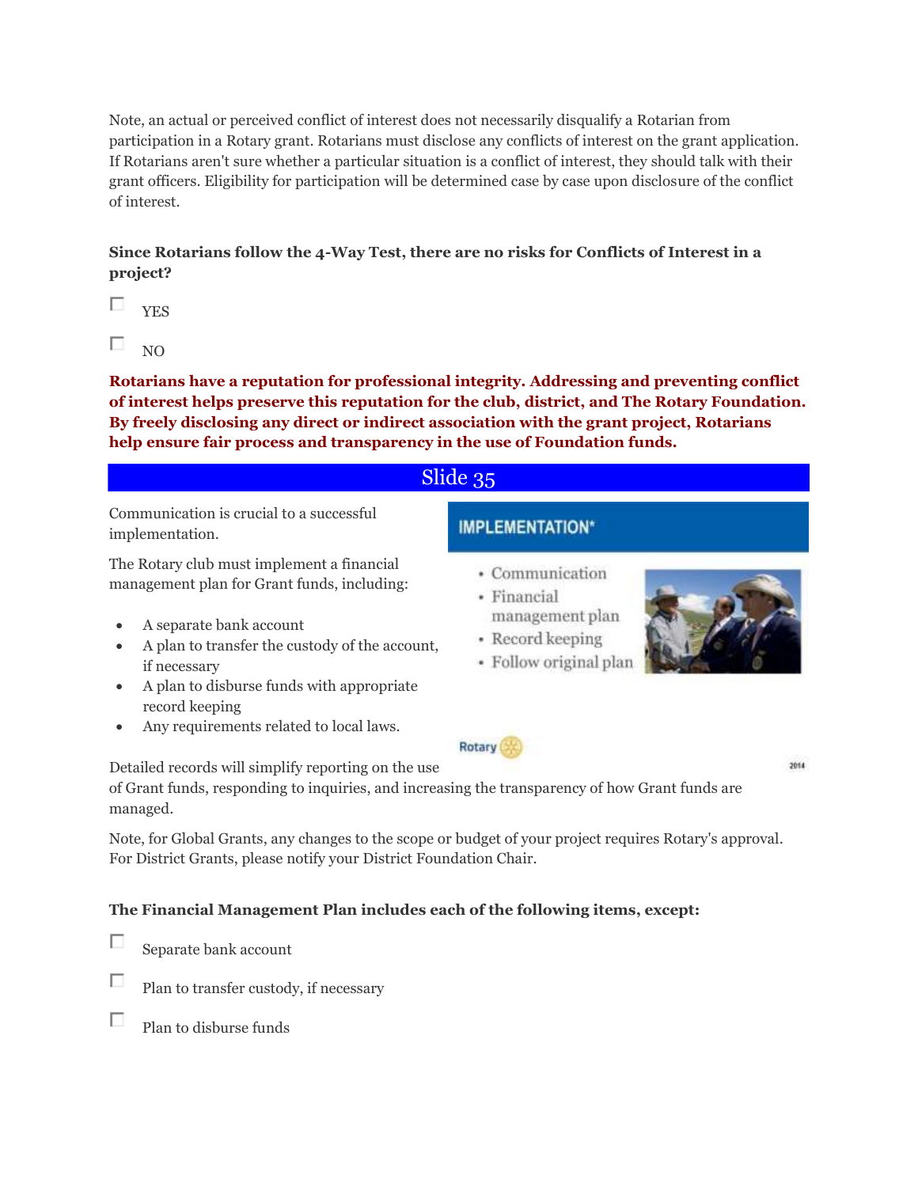Note, an actual or perceived conflict of interest does not necessarily disqualify a Rotarian from participation in a Rotary grant. Rotarians must disclose any conflicts of interest on the grant application. If Rotarians aren't sure whether a particular situation is a conflict of interest, they should talk with their grant officers. Eligibility for participation will be determined case by case upon disclosure of the conflict of interest.

**Since Rotarians follow the 4-Way Test, there are no risks for Conflicts of Interest in a project?**

- ☐ YES
- ☐ NO

**Rotarians have a reputation for professional integrity. Addressing and preventing conflict of interest helps preserve this reputation for the club, district, and The Rotary Foundation. By freely disclosing any direct or indirect association with the grant project, Rotarians help ensure fair process and transparency in the use of Foundation funds.**

## Slide 35

**IMPLEMENTATION***

- Communication
- Financial management plan
- Record keeping
- Follow original plan

Communication is crucial to a successful implementation.

The Rotary club must implement a financial management plan for Grant funds, including:

- A separate bank account
- A plan to transfer the custody of the account, if necessary
- A plan to disburse funds with appropriate record keeping
- Any requirements related to local laws.

Detailed records will simplify reporting on the use of Grant funds, responding to inquiries, and increasing the transparency of how Grant funds are managed.

Note, for Global Grants, any changes to the scope or budget of your project requires Rotary's approval. For District Grants, please notify your District Foundation Chair.

**The Financial Management Plan includes each of the following items, except:**

- ☐ Separate bank account
- ☐ Plan to transfer custody, if necessary
- ☐ Plan to disburse funds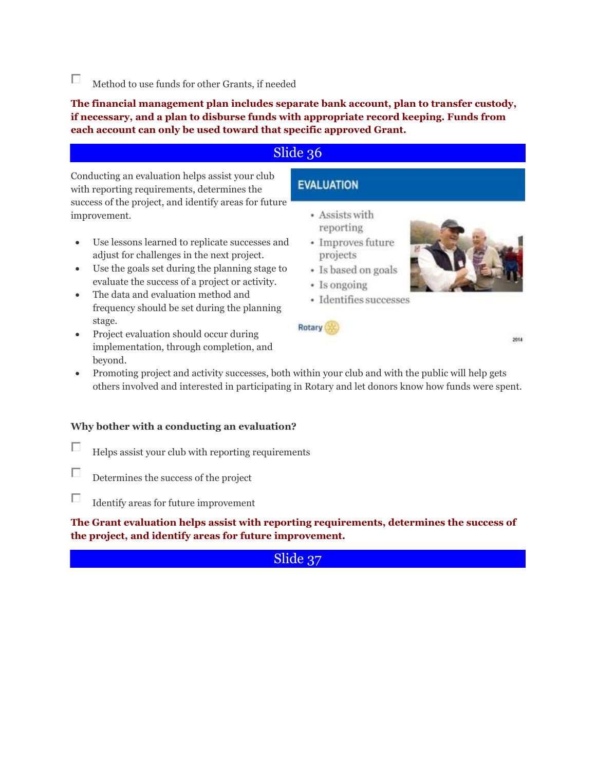☐ Method to use funds for other Grants, if needed

**The financial management plan includes separate bank account, plan to transfer custody, if necessary, and a plan to disburse funds with appropriate record keeping. Funds from each account can only be used toward that specific approved Grant.**

## Slide 36

Conducting an evaluation helps assist your club with reporting requirements, determines the success of the project, and identify areas for future improvement.

- Use lessons learned to replicate successes and adjust for challenges in the next project.
- Use the goals set during the planning stage to evaluate the success of a project or activity.
- The data and evaluation method and frequency should be set during the planning stage.
- Project evaluation should occur during implementation, through completion, and beyond.
- Promoting project and activity successes, both within your club and with the public will help gets others involved and interested in participating in Rotary and let donors know how funds were spent.

**Why bother with a conducting an evaluation?**

☐ Helps assist your club with reporting requirements

☐ Determines the success of the project

☐ Identify areas for future improvement

**The Grant evaluation helps assist with reporting requirements, determines the success of the project, and identify areas for future improvement.**

## Slide 37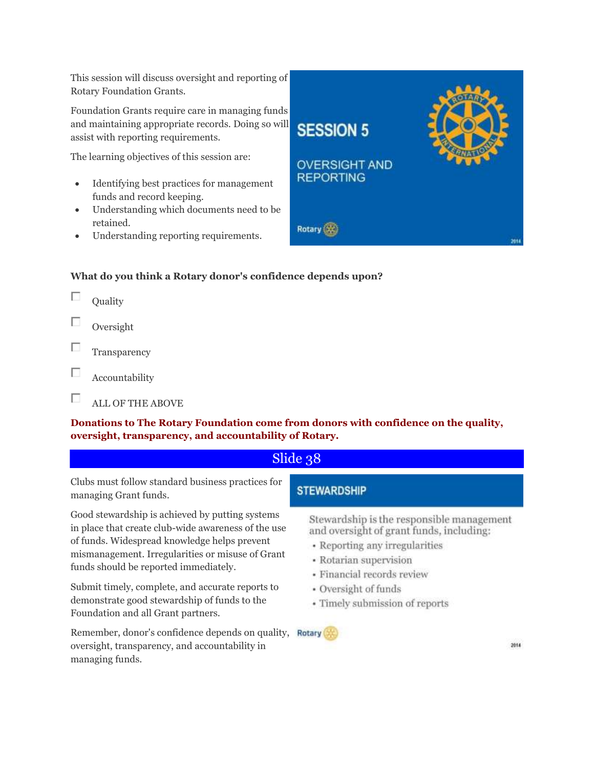This session will discuss oversight and reporting of Rotary Foundation Grants.

Foundation Grants require care in managing funds and maintaining appropriate records. Doing so will assist with reporting requirements.

The learning objectives of this session are:

- Identifying best practices for management funds and record keeping.
- Understanding which documents need to be retained.
- Understanding reporting requirements.

SESSION 5

OVERSIGHT AND REPORTING

**What do you think a Rotary donor's confidence depends upon?**

- [ ] Quality
- [ ] Oversight
- [ ] Transparency
- [ ] Accountability
- [ ] ALL OF THE ABOVE

**Donations to The Rotary Foundation come from donors with confidence on the quality, oversight, transparency, and accountability of Rotary.**

## Slide 38

Clubs must follow standard business practices for managing Grant funds.

Good stewardship is achieved by putting systems in place that create club-wide awareness of the use of funds. Widespread knowledge helps prevent mismanagement. Irregularities or misuse of Grant funds should be reported immediately.

Submit timely, complete, and accurate reports to demonstrate good stewardship of funds to the Foundation and all Grant partners.

Remember, donor's confidence depends on quality, oversight, transparency, and accountability in managing funds.

STEWARDSHIP

Stewardship is the responsible management and oversight of grant funds, including:

- Reporting any irregularities
- Rotarian supervision
- Financial records review
- Oversight of funds
- Timely submission of reports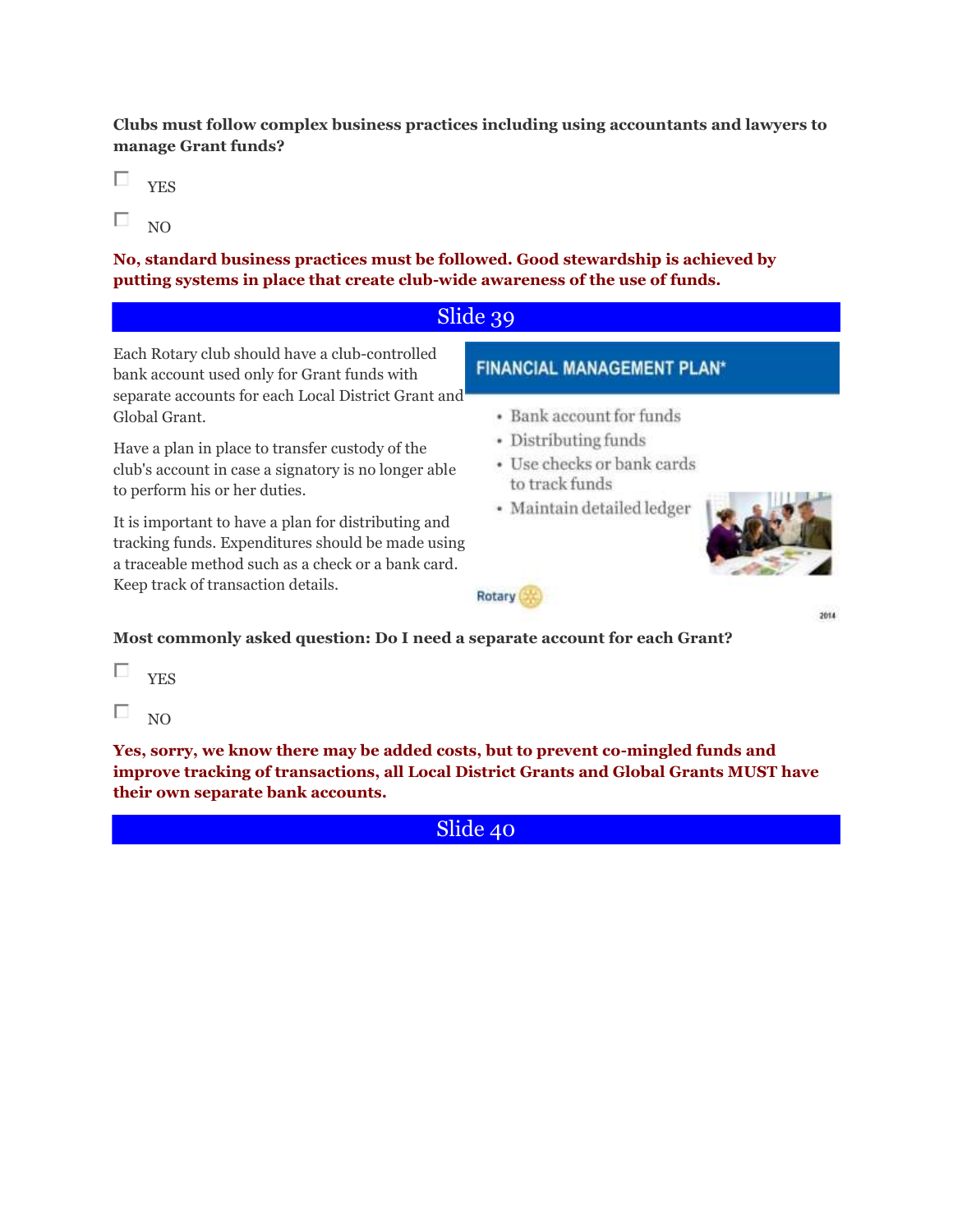**Clubs must follow complex business practices including using accountants and lawyers to manage Grant funds?**

- [ ] YES
- [ ] NO

**No, standard business practices must be followed. Good stewardship is achieved by putting systems in place that create club-wide awareness of the use of funds.**

## Slide 39

Each Rotary club should have a club-controlled bank account used only for Grant funds with separate accounts for each Local District Grant and Global Grant.

Have a plan in place to transfer custody of the club's account in case a signatory is no longer able to perform his or her duties.

It is important to have a plan for distributing and tracking funds. Expenditures should be made using a traceable method such as a check or a bank card. Keep track of transaction details.

**FINANCIAL MANAGEMENT PLAN***

- Bank account for funds
- Distributing funds
- Use checks or bank cards to track funds
- Maintain detailed ledger

Rotary

2014

**Most commonly asked question: Do I need a separate account for each Grant?**

- [ ] YES
- [ ] NO

**Yes, sorry, we know there may be added costs, but to prevent co-mingled funds and improve tracking of transactions, all Local District Grants and Global Grants MUST have their own separate bank accounts.**

## Slide 40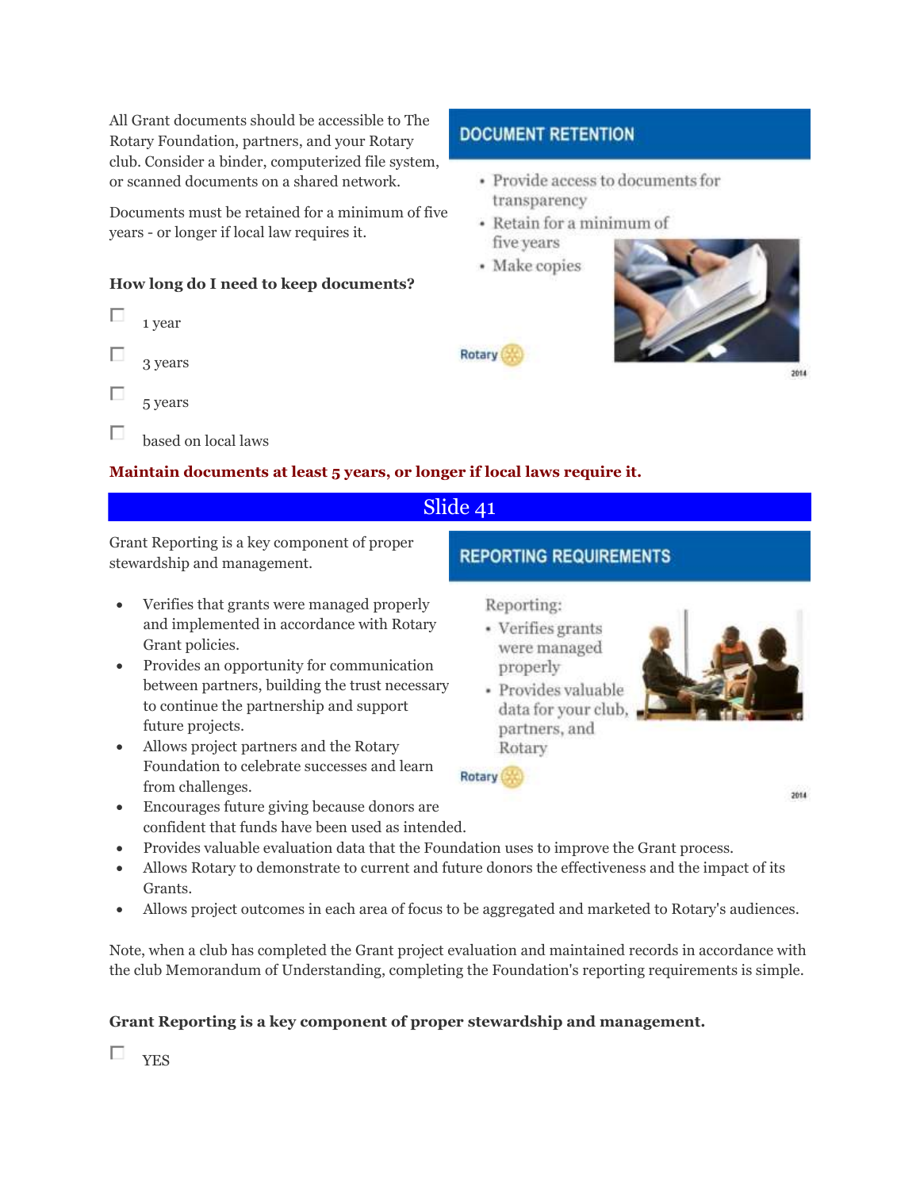All Grant documents should be accessible to The Rotary Foundation, partners, and your Rotary club. Consider a binder, computerized file system, or scanned documents on a shared network.

Documents must be retained for a minimum of five years - or longer if local law requires it.

**DOCUMENT RETENTION**

- Provide access to documents for transparency
- Retain for a minimum of five years
- Make copies

Rotary

2014

**How long do I need to keep documents?**

- [ ] 1 year
- [ ] 3 years
- [ ] 5 years
- [ ] based on local laws

**Maintain documents at least 5 years, or longer if local laws require it.**

## Slide 41

Grant Reporting is a key component of proper stewardship and management.

**REPORTING REQUIREMENTS**

Reporting:

- Verifies grants were managed properly
- Provides valuable data for your club, partners, and Rotary

Rotary

2014

- Verifies that grants were managed properly and implemented in accordance with Rotary Grant policies.
- Provides an opportunity for communication between partners, building the trust necessary to continue the partnership and support future projects.
- Allows project partners and the Rotary Foundation to celebrate successes and learn from challenges.
- Encourages future giving because donors are confident that funds have been used as intended.
- Provides valuable evaluation data that the Foundation uses to improve the Grant process.
- Allows Rotary to demonstrate to current and future donors the effectiveness and the impact of its Grants.
- Allows project outcomes in each area of focus to be aggregated and marketed to Rotary's audiences.

Note, when a club has completed the Grant project evaluation and maintained records in accordance with the club Memorandum of Understanding, completing the Foundation's reporting requirements is simple.

**Grant Reporting is a key component of proper stewardship and management.**

- [ ] YES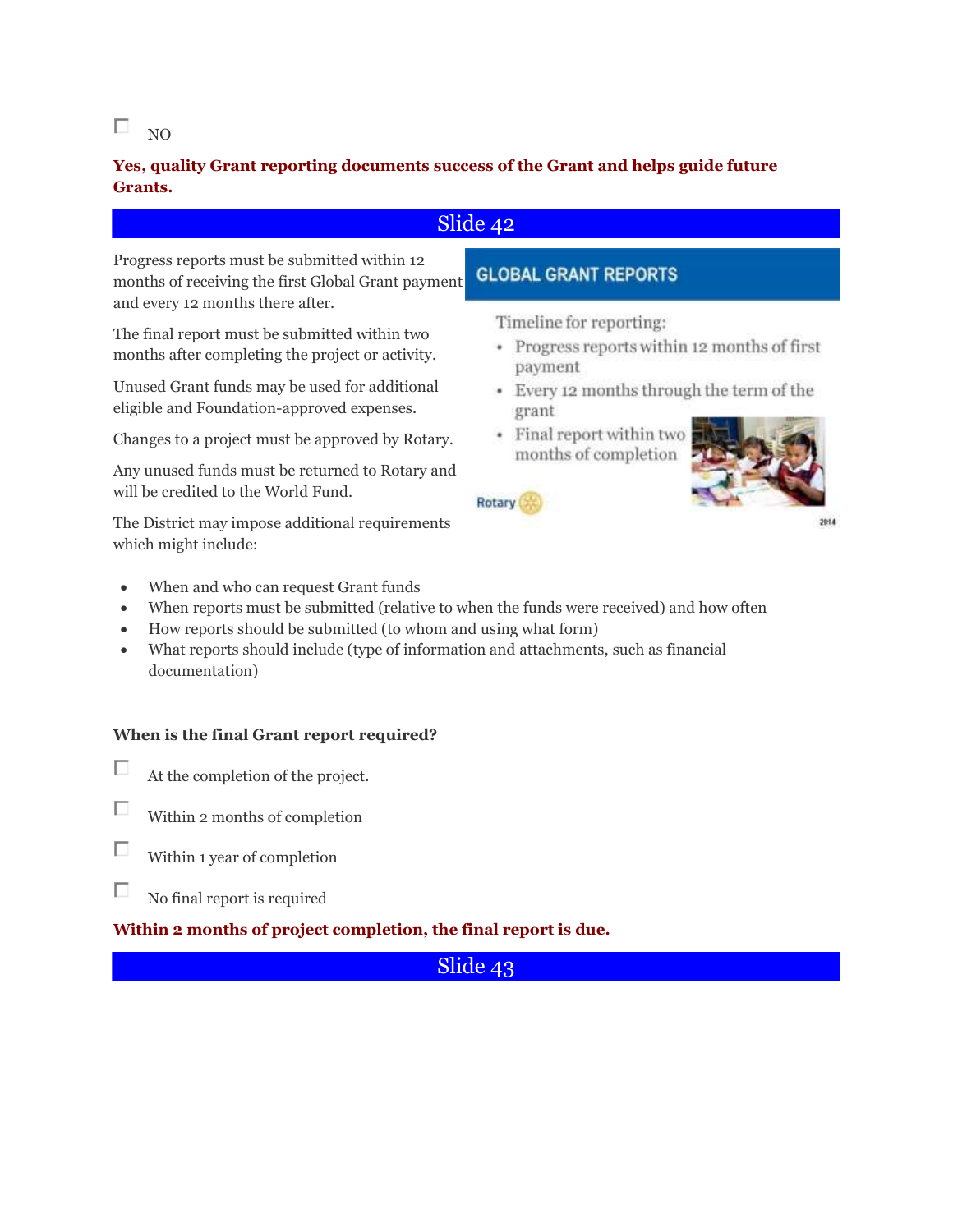☐ NO

**Yes, quality Grant reporting documents success of the Grant and helps guide future Grants.**

## Slide 42

Progress reports must be submitted within 12 months of receiving the first Global Grant payment and every 12 months there after.

The final report must be submitted within two months after completing the project or activity.

Unused Grant funds may be used for additional eligible and Foundation-approved expenses.

Changes to a project must be approved by Rotary.

Any unused funds must be returned to Rotary and will be credited to the World Fund.

The District may impose additional requirements which might include:

**GLOBAL GRANT REPORTS**

Timeline for reporting:

- Progress reports within 12 months of first payment
- Every 12 months through the term of the grant
- Final report within two months of completion

Rotary

2014

- When and who can request Grant funds
- When reports must be submitted (relative to when the funds were received) and how often
- How reports should be submitted (to whom and using what form)
- What reports should include (type of information and attachments, such as financial documentation)

**When is the final Grant report required?**

☐ At the completion of the project.

☐ Within 2 months of completion

☐ Within 1 year of completion

☐ No final report is required

**Within 2 months of project completion, the final report is due.**

## Slide 43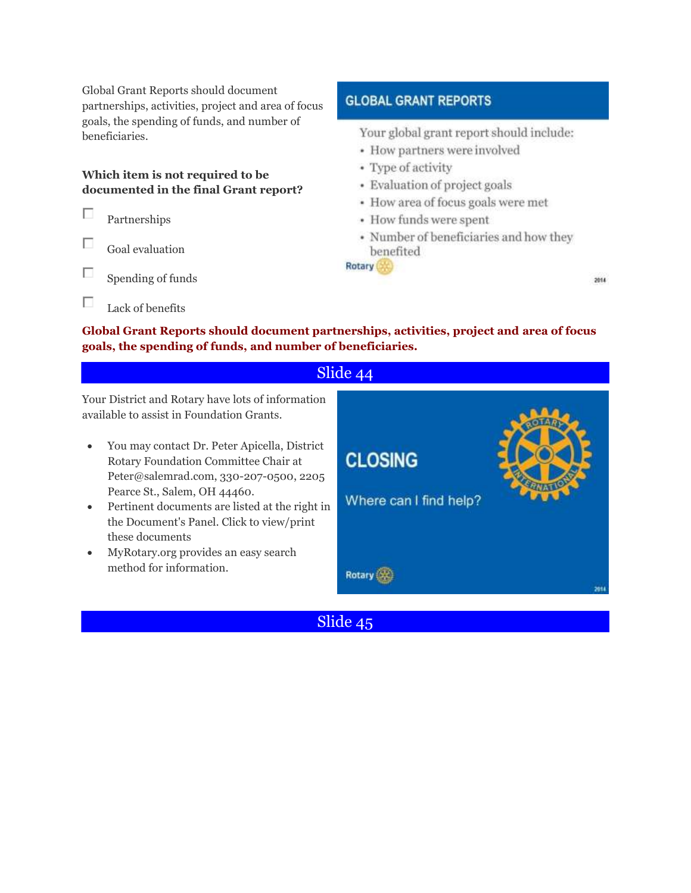Global Grant Reports should document partnerships, activities, project and area of focus goals, the spending of funds, and number of beneficiaries.

**GLOBAL GRANT REPORTS**

Your global grant report should include:

- How partners were involved
- Type of activity
- Evaluation of project goals
- How area of focus goals were met
- How funds were spent
- Number of beneficiaries and how they benefited

**Which item is not required to be documented in the final Grant report?**

- [ ] Partnerships
- [ ] Goal evaluation
- [ ] Spending of funds
- [ ] Lack of benefits

**Global Grant Reports should document partnerships, activities, project and area of focus goals, the spending of funds, and number of beneficiaries.**

## Slide 44

Your District and Rotary have lots of information available to assist in Foundation Grants.

- You may contact Dr. Peter Apicella, District Rotary Foundation Committee Chair at Peter@salemrad.com, 330-207-0500, 2205 Pearce St., Salem, OH 44460.
- Pertinent documents are listed at the right in the Document's Panel. Click to view/print these documents
- MyRotary.org provides an easy search method for information.

**CLOSING**

Where can I find help?

## Slide 45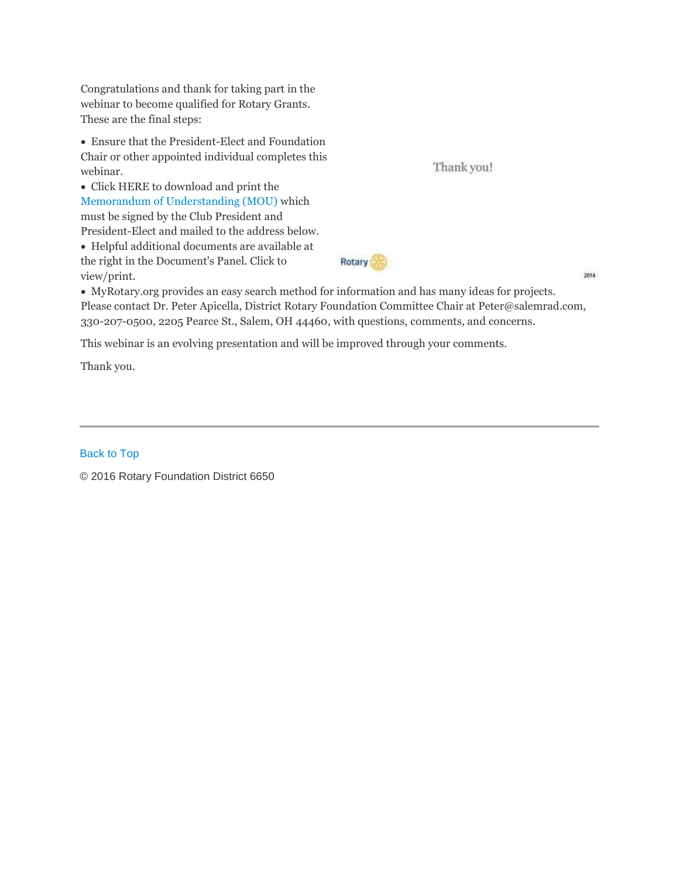Congratulations and thank for taking part in the webinar to become qualified for Rotary Grants. These are the final steps:

- Ensure that the President-Elect and Foundation Chair or other appointed individual completes this webinar.
- Click HERE to download and print the Memorandum of Understanding (MOU) which must be signed by the Club President and President-Elect and mailed to the address below.
- Helpful additional documents are available at the right in the Document's Panel. Click to view/print.
- MyRotary.org provides an easy search method for information and has many ideas for projects.

Please contact Dr. Peter Apicella, District Rotary Foundation Committee Chair at Peter@salemrad.com, 330-207-0500, 2205 Pearce St., Salem, OH 44460, with questions, comments, and concerns.

Thank you!

Rotary

2014

This webinar is an evolving presentation and will be improved through your comments.

Thank you.

---

Back to Top

© 2016 Rotary Foundation District 6650